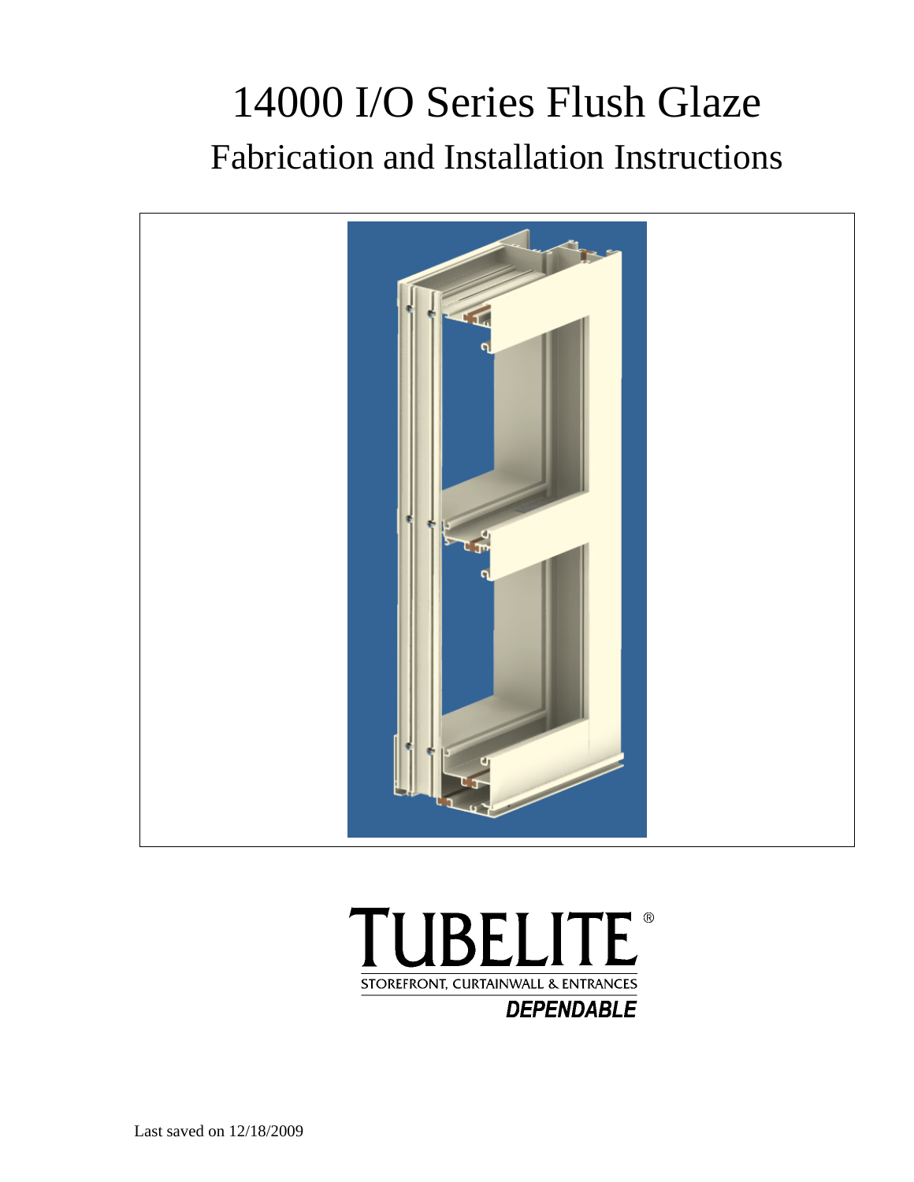# 14000 I/O Series Flush Glaze

## Fabrication and Installation Instructions

TUBELITE®

STOREFRONT, CURTAINWALL & ENTRANCES

*DEPENDABLE*

Last saved on 12/18/2009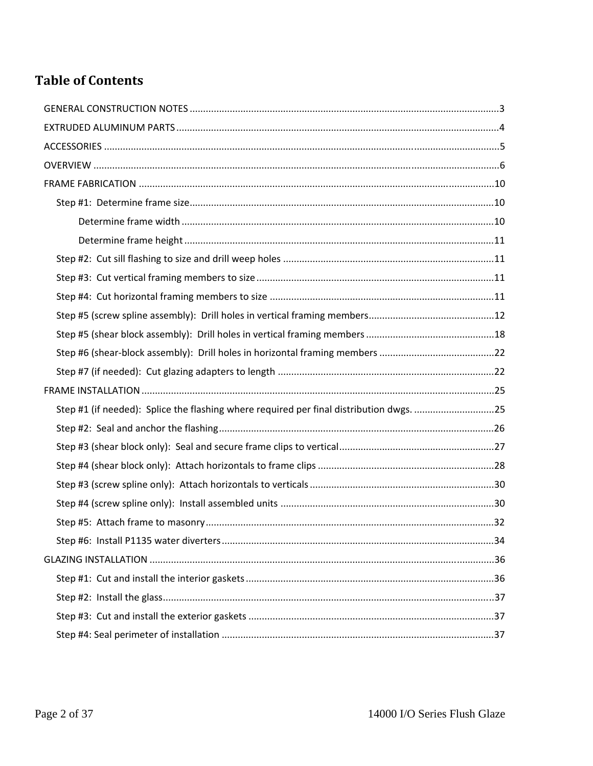# Table of Contents

- GENERAL CONSTRUCTION NOTES .................................................................................................................3
- EXTRUDED ALUMINUM PARTS ......................................................................................................................4
- ACCESSORIES .................................................................................................................................................5
- OVERVIEW .....................................................................................................................................................6
- FRAME FABRICATION ...................................................................................................................................10
  - Step #1: Determine frame size.................................................................................................................10
    - Determine frame width ...................................................................................................................10
    - Determine frame height ...................................................................................................................11
  - Step #2: Cut sill flashing to size and drill weep holes ..............................................................................11
  - Step #3: Cut vertical framing members to size ........................................................................................11
  - Step #4: Cut horizontal framing members to size ...................................................................................11
  - Step #5 (screw spline assembly): Drill holes in vertical framing members...............................................12
  - Step #5 (shear block assembly): Drill holes in vertical framing members ................................................18
  - Step #6 (shear-block assembly): Drill holes in horizontal framing members ...........................................22
  - Step #7 (if needed): Cut glazing adapters to length ................................................................................22
- FRAME INSTALLATION ..................................................................................................................................25
  - Step #1 (if needed): Splice the flashing where required per final distribution dwgs. ..............................25
  - Step #2: Seal and anchor the flashing......................................................................................................26
  - Step #3 (shear block only): Seal and secure frame clips to vertical..........................................................27
  - Step #4 (shear block only): Attach horizontals to frame clips .................................................................28
  - Step #3 (screw spline only): Attach horizontals to verticals ....................................................................30
  - Step #4 (screw spline only): Install assembled units ...............................................................................30
  - Step #5: Attach frame to masonry...........................................................................................................32
  - Step #6: Install P1135 water diverters.....................................................................................................34
- GLAZING INSTALLATION ...............................................................................................................................36
  - Step #1: Cut and install the interior gaskets ...........................................................................................36
  - Step #2: Install the glass...........................................................................................................................37
  - Step #3: Cut and install the exterior gaskets ...........................................................................................37
  - Step #4: Seal perimeter of installation ....................................................................................................37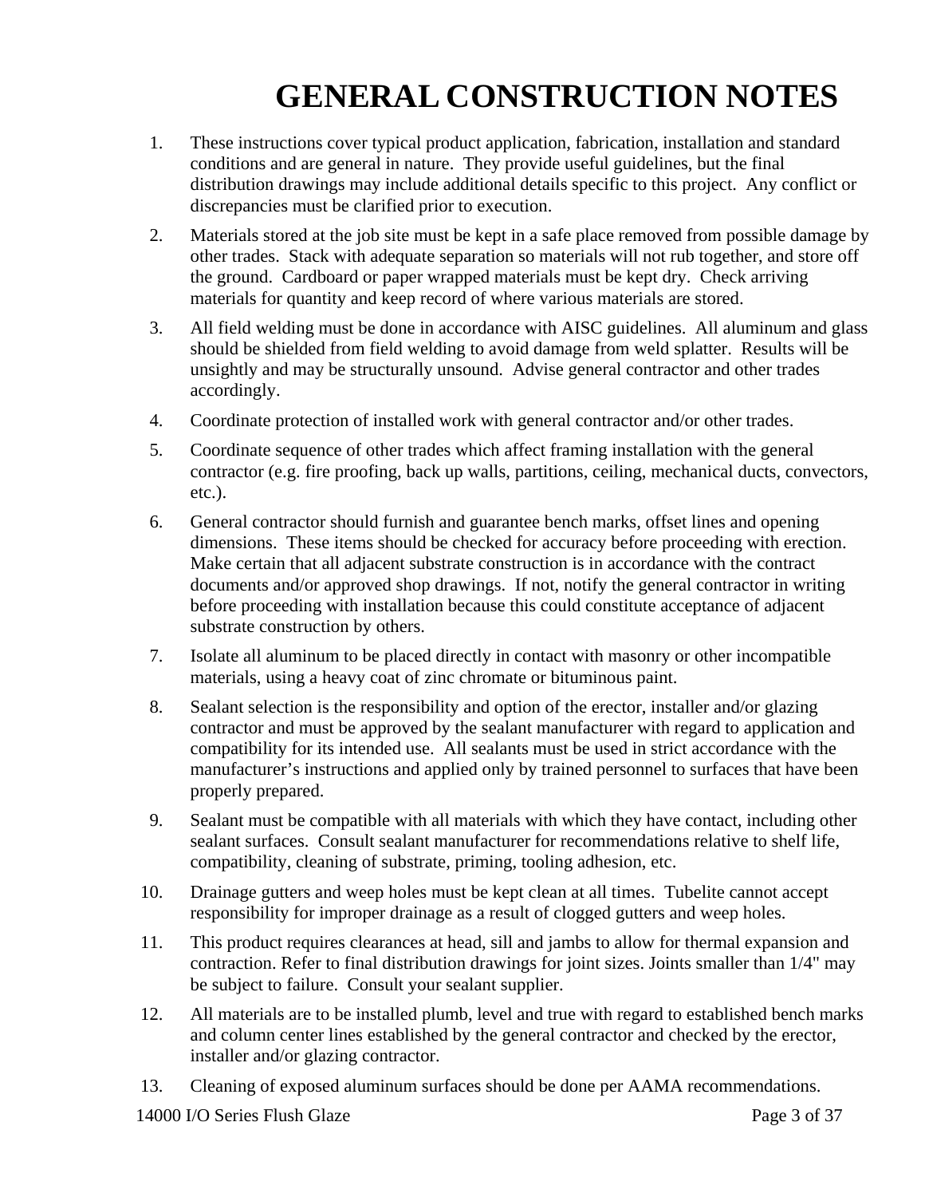# GENERAL CONSTRUCTION NOTES

1. These instructions cover typical product application, fabrication, installation and standard conditions and are general in nature. They provide useful guidelines, but the final distribution drawings may include additional details specific to this project. Any conflict or discrepancies must be clarified prior to execution.
2. Materials stored at the job site must be kept in a safe place removed from possible damage by other trades. Stack with adequate separation so materials will not rub together, and store off the ground. Cardboard or paper wrapped materials must be kept dry. Check arriving materials for quantity and keep record of where various materials are stored.
3. All field welding must be done in accordance with AISC guidelines. All aluminum and glass should be shielded from field welding to avoid damage from weld splatter. Results will be unsightly and may be structurally unsound. Advise general contractor and other trades accordingly.
4. Coordinate protection of installed work with general contractor and/or other trades.
5. Coordinate sequence of other trades which affect framing installation with the general contractor (e.g. fire proofing, back up walls, partitions, ceiling, mechanical ducts, convectors, etc.).
6. General contractor should furnish and guarantee bench marks, offset lines and opening dimensions. These items should be checked for accuracy before proceeding with erection. Make certain that all adjacent substrate construction is in accordance with the contract documents and/or approved shop drawings. If not, notify the general contractor in writing before proceeding with installation because this could constitute acceptance of adjacent substrate construction by others.
7. Isolate all aluminum to be placed directly in contact with masonry or other incompatible materials, using a heavy coat of zinc chromate or bituminous paint.
8. Sealant selection is the responsibility and option of the erector, installer and/or glazing contractor and must be approved by the sealant manufacturer with regard to application and compatibility for its intended use. All sealants must be used in strict accordance with the manufacturer’s instructions and applied only by trained personnel to surfaces that have been properly prepared.
9. Sealant must be compatible with all materials with which they have contact, including other sealant surfaces. Consult sealant manufacturer for recommendations relative to shelf life, compatibility, cleaning of substrate, priming, tooling adhesion, etc.
10. Drainage gutters and weep holes must be kept clean at all times. Tubelite cannot accept responsibility for improper drainage as a result of clogged gutters and weep holes.
11. This product requires clearances at head, sill and jambs to allow for thermal expansion and contraction. Refer to final distribution drawings for joint sizes. Joints smaller than 1/4" may be subject to failure. Consult your sealant supplier.
12. All materials are to be installed plumb, level and true with regard to established bench marks and column center lines established by the general contractor and checked by the erector, installer and/or glazing contractor.
13. Cleaning of exposed aluminum surfaces should be done per AAMA recommendations.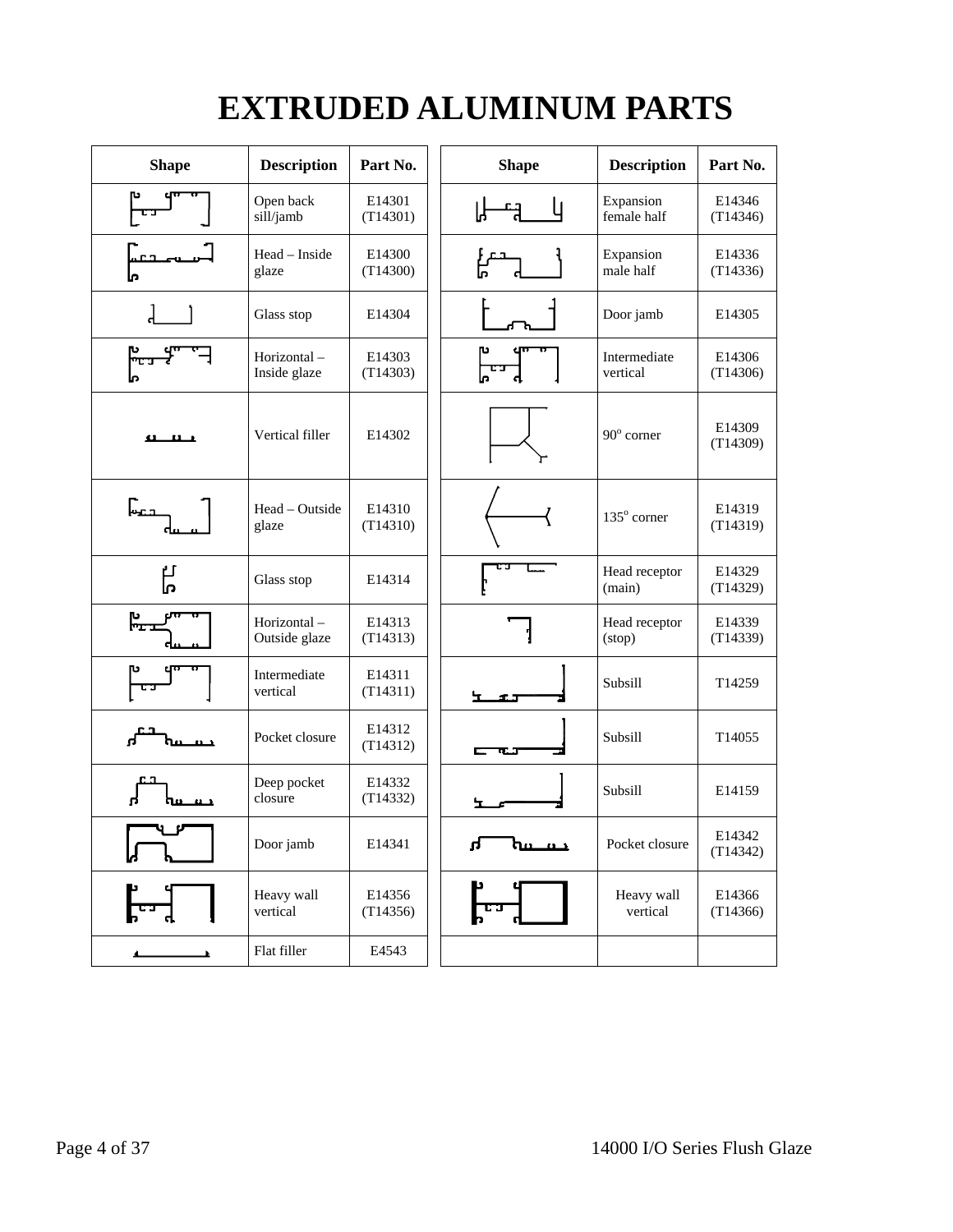# EXTRUDED ALUMINUM PARTS

| Shape | Description | Part No. | Shape | Description | Part No. |
|---|---|---|---|---|---|
| | Open back sill/jamb | E14301 (T14301) | | Expansion female half | E14346 (T14346) |
| | Head – Inside glaze | E14300 (T14300) | | Expansion male half | E14336 (T14336) |
| | Glass stop | E14304 | | Door jamb | E14305 |
| | Horizontal – Inside glaze | E14303 (T14303) | | Intermediate vertical | E14306 (T14306) |
| | Vertical filler | E14302 | | 90° corner | E14309 (T14309) |
| | Head – Outside glaze | E14310 (T14310) | | 135° corner | E14319 (T14319) |
| | Glass stop | E14314 | | Head receptor (main) | E14329 (T14329) |
| | Horizontal – Outside glaze | E14313 (T14313) | | Head receptor (stop) | E14339 (T14339) |
| | Intermediate vertical | E14311 (T14311) | | Subsill | T14259 |
| | Pocket closure | E14312 (T14312) | | Subsill | T14055 |
| | Deep pocket closure | E14332 (T14332) | | Subsill | E14159 |
| | Door jamb | E14341 | | Pocket closure | E14342 (T14342) |
| | Heavy wall vertical | E14356 (T14356) | | Heavy wall vertical | E14366 (T14366) |
| | Flat filler | E4543 | | | |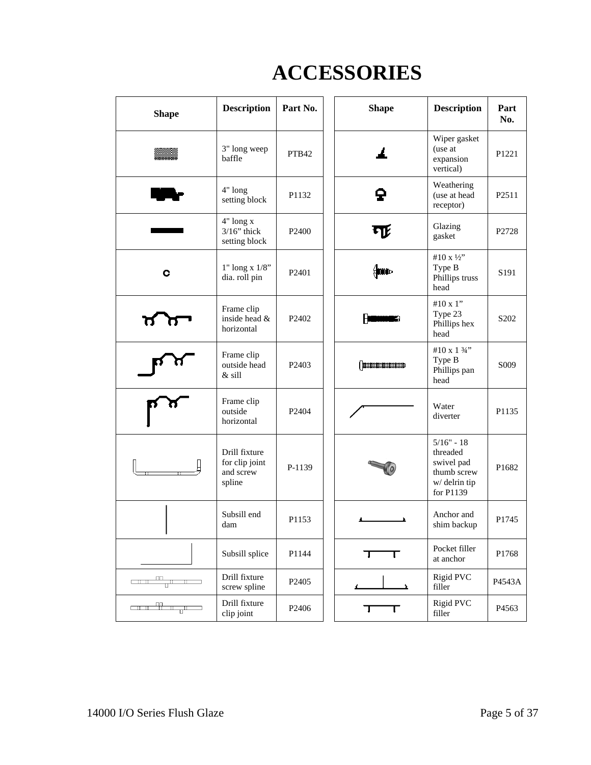# ACCESSORIES

| Shape | Description | Part No. | Shape | Description | Part No. |
|---|---|---|---|---|---|
| | 3" long weep baffle | PTB42 | | Wiper gasket (use at expansion vertical) | P1221 |
| | 4" long setting block | P1132 | | Weathering (use at head receptor) | P2511 |
| | 4" long x 3/16" thick setting block | P2400 | | Glazing gasket | P2728 |
| | 1" long x 1/8" dia. roll pin | P2401 | | #10 x ½" Type B Phillips truss head | S191 |
| | Frame clip inside head & horizontal | P2402 | | #10 x 1" Type 23 Phillips hex head | S202 |
| | Frame clip outside head & sill | P2403 | | #10 x 1 ¾" Type B Phillips pan head | S009 |
| | Frame clip outside horizontal | P2404 | | Water diverter | P1135 |
| | Drill fixture for clip joint and screw spline | P-1139 | | 5/16" - 18 threaded swivel pad thumb screw w/ delrin tip for P1139 | P1682 |
| | Subsill end dam | P1153 | | Anchor and shim backup | P1745 |
| | Subsill splice | P1144 | | Pocket filler at anchor | P1768 |
| | Drill fixture screw spline | P2405 | | Rigid PVC filler | P4543A |
| | Drill fixture clip joint | P2406 | | Rigid PVC filler | P4563 |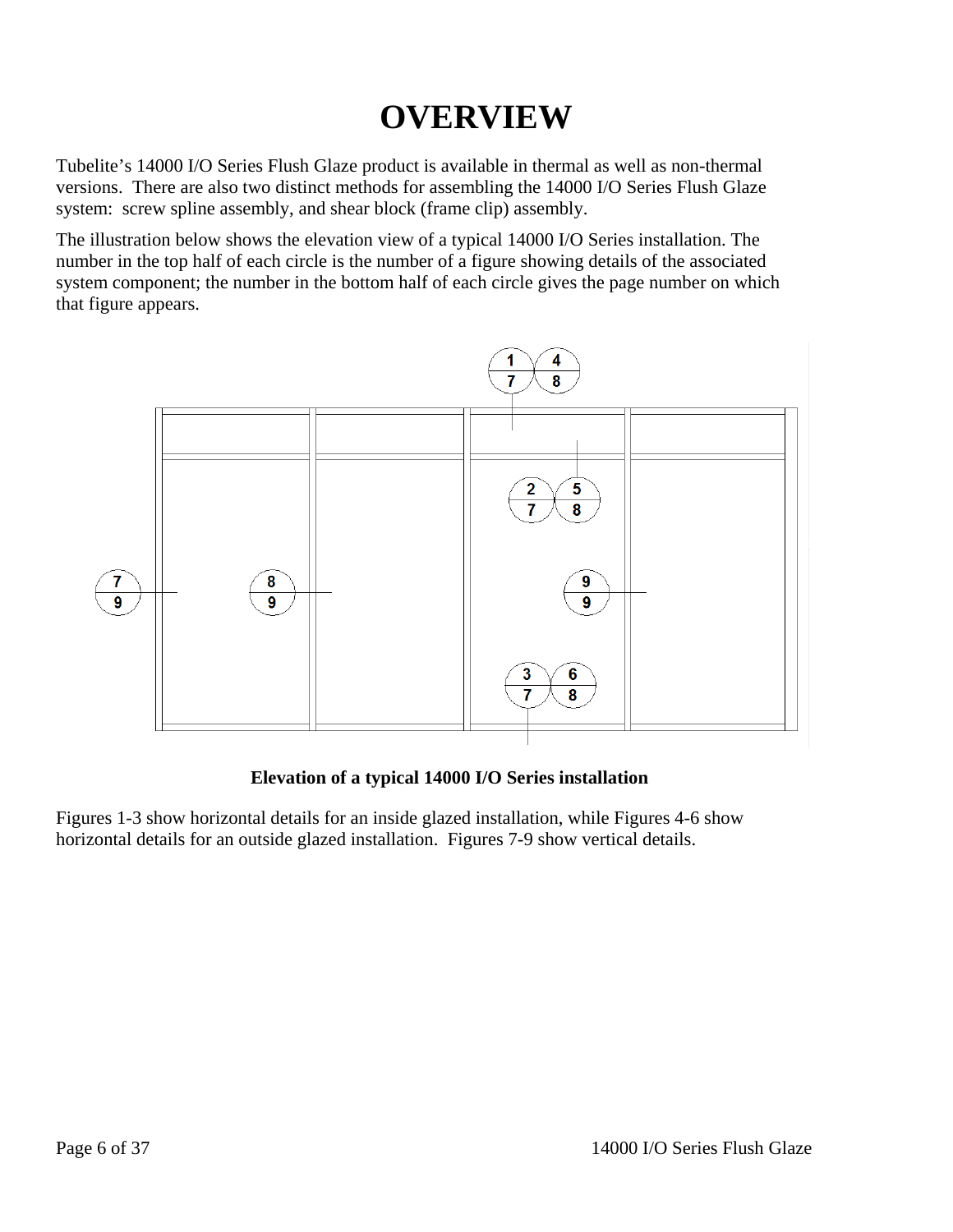# OVERVIEW

Tubelite's 14000 I/O Series Flush Glaze product is available in thermal as well as non-thermal versions. There are also two distinct methods for assembling the 14000 I/O Series Flush Glaze system: screw spline assembly, and shear block (frame clip) assembly.

The illustration below shows the elevation view of a typical 14000 I/O Series installation. The number in the top half of each circle is the number of a figure showing details of the associated system component; the number in the bottom half of each circle gives the page number on which that figure appears.

**Elevation of a typical 14000 I/O Series installation**

Figures 1-3 show horizontal details for an inside glazed installation, while Figures 4-6 show horizontal details for an outside glazed installation. Figures 7-9 show vertical details.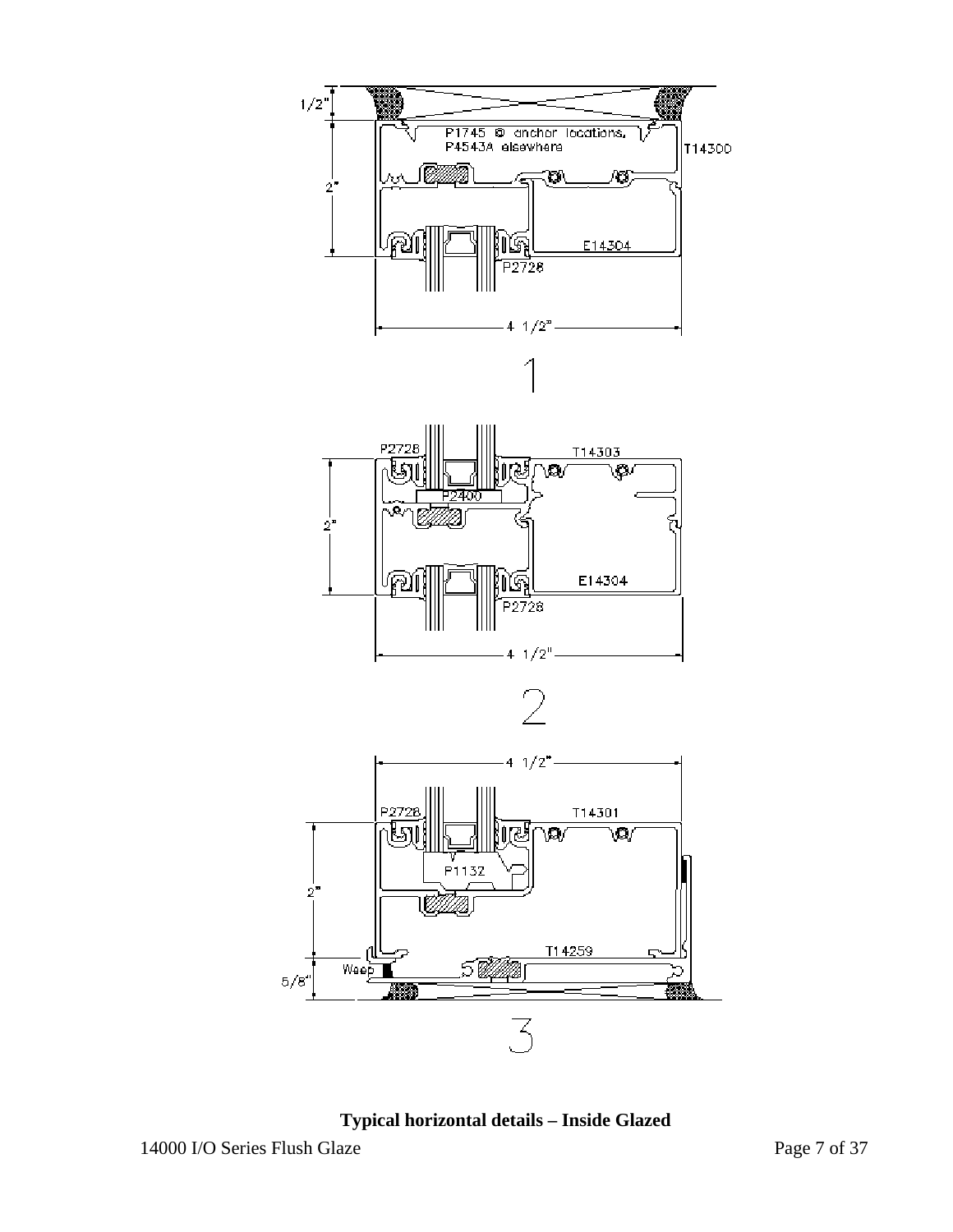1/2"

P1745 @ anchor locations, P4543A elsewhere

T14300

2"

E14304

P2728

4 1/2"

1

P2728

T14303

P2400

2"

E14304

P2728

4 1/2"

2

4 1/2"

P2728

T14301

P1132

2"

T14259

Weep

5/8"

3

**Typical horizontal details – Inside Glazed**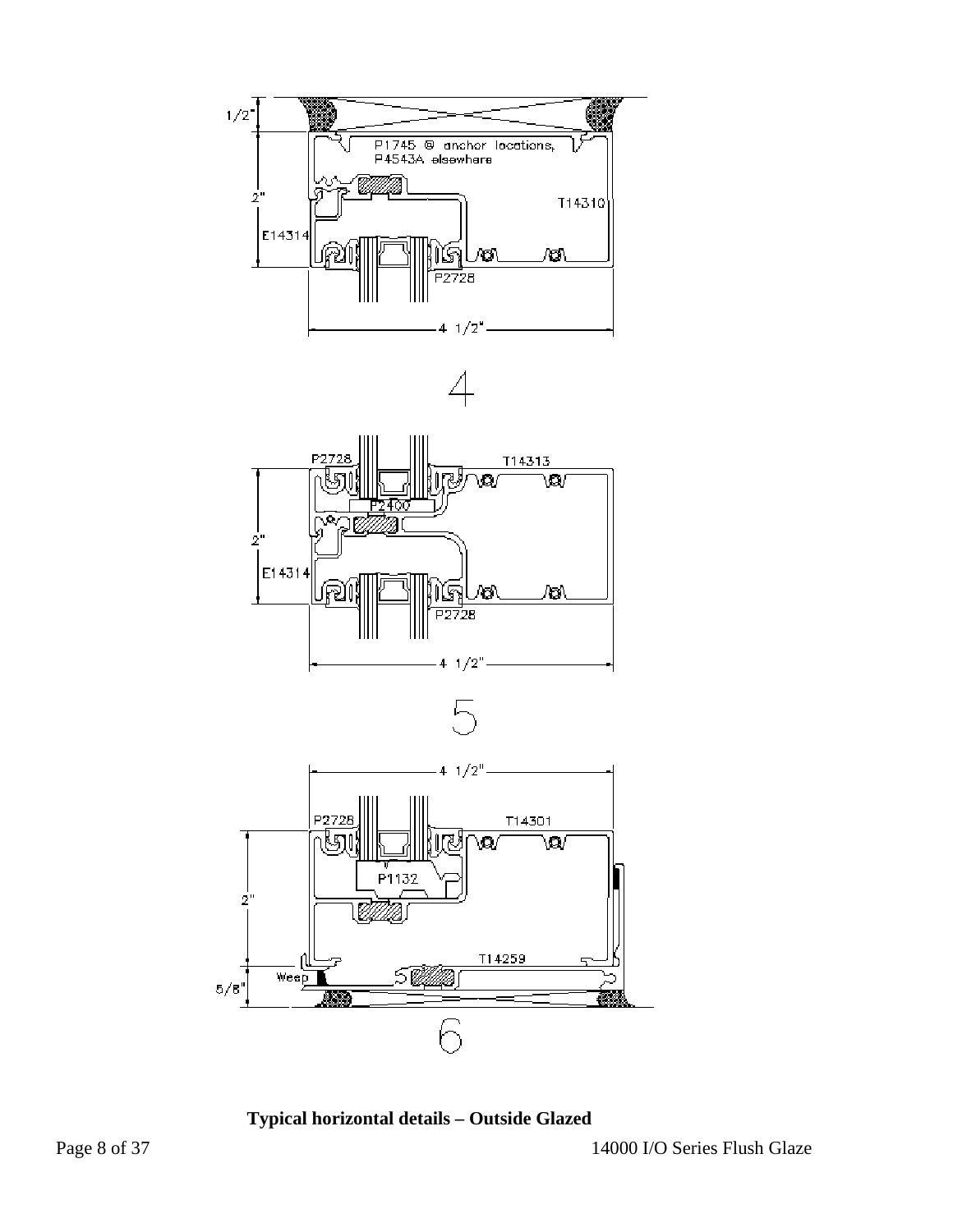1/2"

P1745 @ anchor locations,
P4543A elsewhere

2"

T14310

E14314

P2728

4 1/2"

4

P2728

T14313

P2400

2"

E14314

P2728

4 1/2"

5

4 1/2"

P2728

T14301

P1132

2"

T14259

Weep

5/8"

6

**Typical horizontal details – Outside Glazed**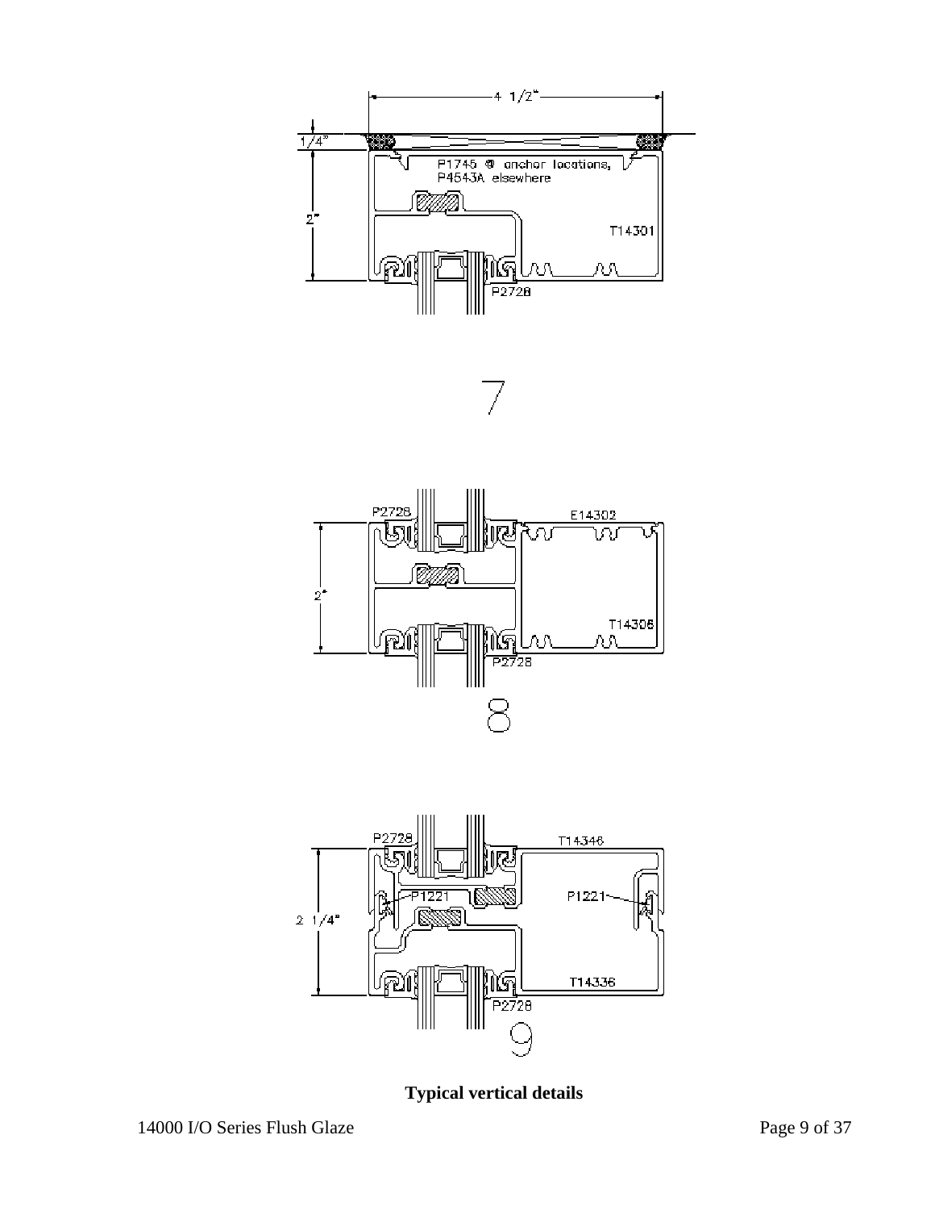4 1/2"

1/4"

P1745 @ anchor locations, P4543A elsewhere

2"

T14301

P2728

7

P2728

E14302

2"

T14306

P2728

8

P2728

T14346

P1221

P1221

2 1/4"

T14336

P2728

9

**Typical vertical details**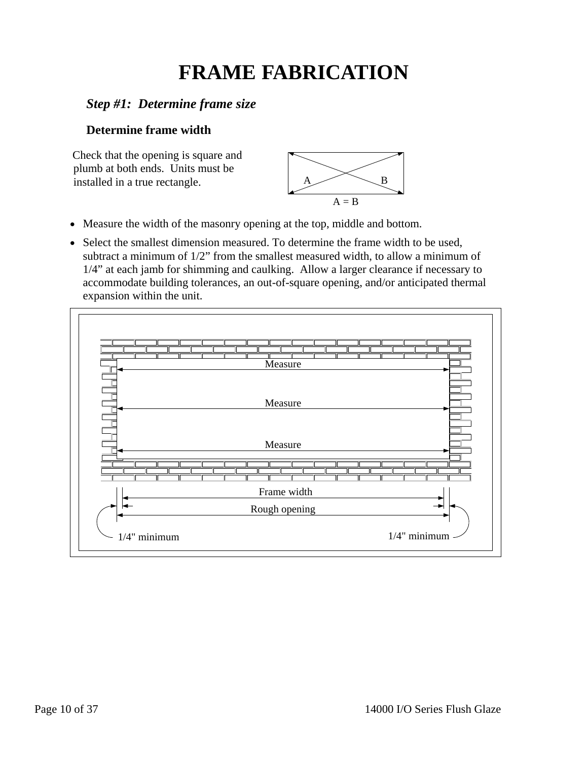# FRAME FABRICATION

### *Step #1: Determine frame size*

#### Determine frame width

Check that the opening is square and plumb at both ends. Units must be installed in a true rectangle.

A B

A = B

- Measure the width of the masonry opening at the top, middle and bottom.
- Select the smallest dimension measured. To determine the frame width to be used, subtract a minimum of 1/2" from the smallest measured width, to allow a minimum of 1/4" at each jamb for shimming and caulking. Allow a larger clearance if necessary to accommodate building tolerances, an out-of-square opening, and/or anticipated thermal expansion within the unit.

Measure

Measure

Measure

Frame width

Rough opening

1/4" minimum

1/4" minimum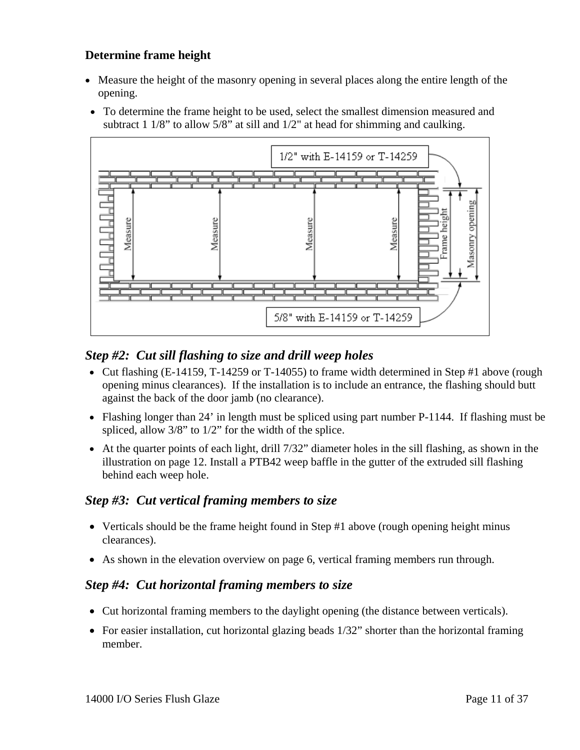### Determine frame height

- Measure the height of the masonry opening in several places along the entire length of the opening.
- To determine the frame height to be used, select the smallest dimension measured and subtract 1 1/8" to allow 5/8" at sill and 1/2" at head for shimming and caulking.

1/2" with E-14159 or T-14259

Measure Measure Measure Measure

Frame height Masonry opening

5/8" with E-14159 or T-14259

### *Step #2: Cut sill flashing to size and drill weep holes*

- Cut flashing (E-14159, T-14259 or T-14055) to frame width determined in Step #1 above (rough opening minus clearances). If the installation is to include an entrance, the flashing should butt against the back of the door jamb (no clearance).
- Flashing longer than 24' in length must be spliced using part number P-1144. If flashing must be spliced, allow 3/8" to 1/2" for the width of the splice.
- At the quarter points of each light, drill 7/32" diameter holes in the sill flashing, as shown in the illustration on page 12. Install a PTB42 weep baffle in the gutter of the extruded sill flashing behind each weep hole.

### *Step #3: Cut vertical framing members to size*

- Verticals should be the frame height found in Step #1 above (rough opening height minus clearances).
- As shown in the elevation overview on page 6, vertical framing members run through.

### *Step #4: Cut horizontal framing members to size*

- Cut horizontal framing members to the daylight opening (the distance between verticals).
- For easier installation, cut horizontal glazing beads 1/32" shorter than the horizontal framing member.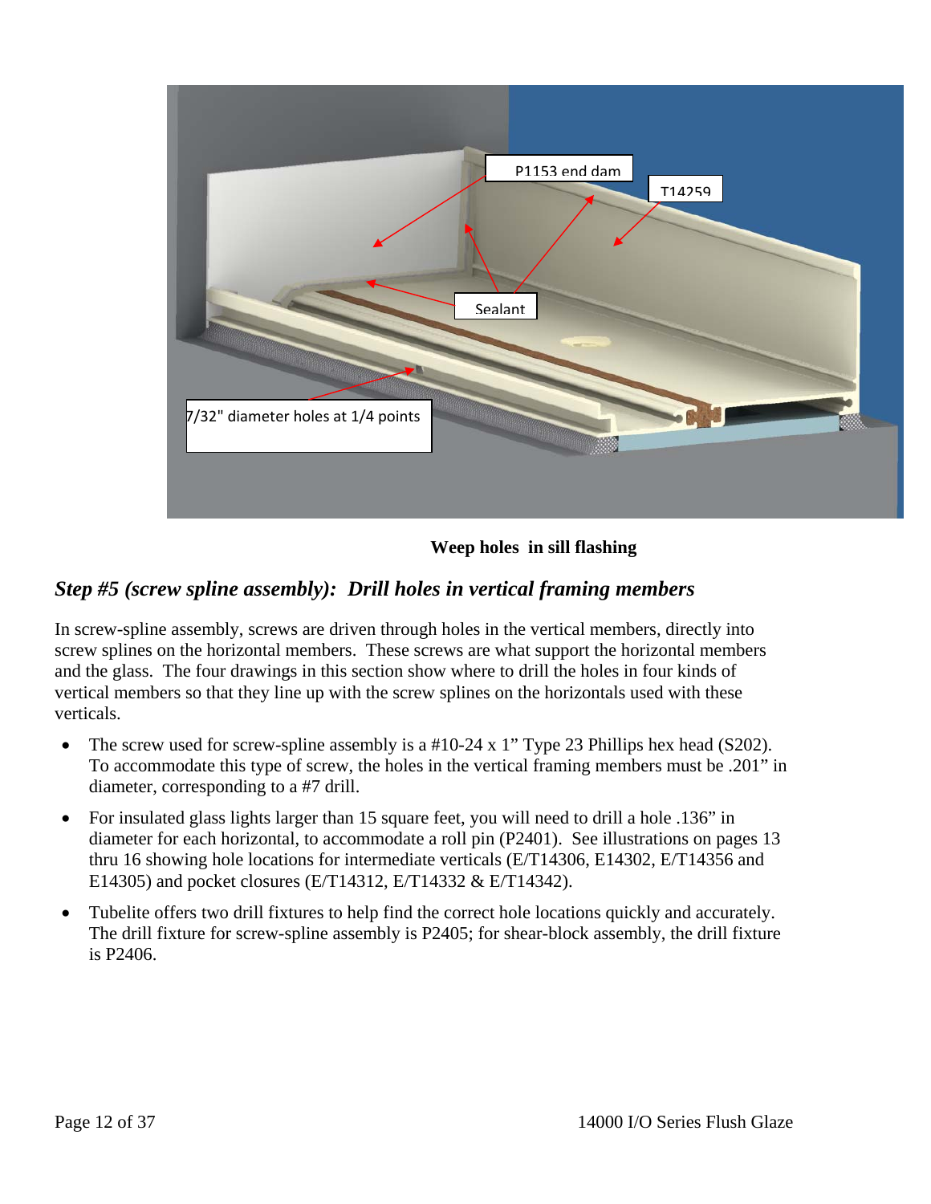P1153 end dam

T14259

Sealant

7/32" diameter holes at 1/4 points

**Weep holes in sill flashing**

## *Step #5 (screw spline assembly): Drill holes in vertical framing members*

In screw-spline assembly, screws are driven through holes in the vertical members, directly into screw splines on the horizontal members. These screws are what support the horizontal members and the glass. The four drawings in this section show where to drill the holes in four kinds of vertical members so that they line up with the screw splines on the horizontals used with these verticals.

- The screw used for screw-spline assembly is a #10-24 x 1" Type 23 Phillips hex head (S202). To accommodate this type of screw, the holes in the vertical framing members must be .201" in diameter, corresponding to a #7 drill.
- For insulated glass lights larger than 15 square feet, you will need to drill a hole .136" in diameter for each horizontal, to accommodate a roll pin (P2401). See illustrations on pages 13 thru 16 showing hole locations for intermediate verticals (E/T14306, E14302, E/T14356 and E14305) and pocket closures (E/T14312, E/T14332 & E/T14342).
- Tubelite offers two drill fixtures to help find the correct hole locations quickly and accurately. The drill fixture for screw-spline assembly is P2405; for shear-block assembly, the drill fixture is P2406.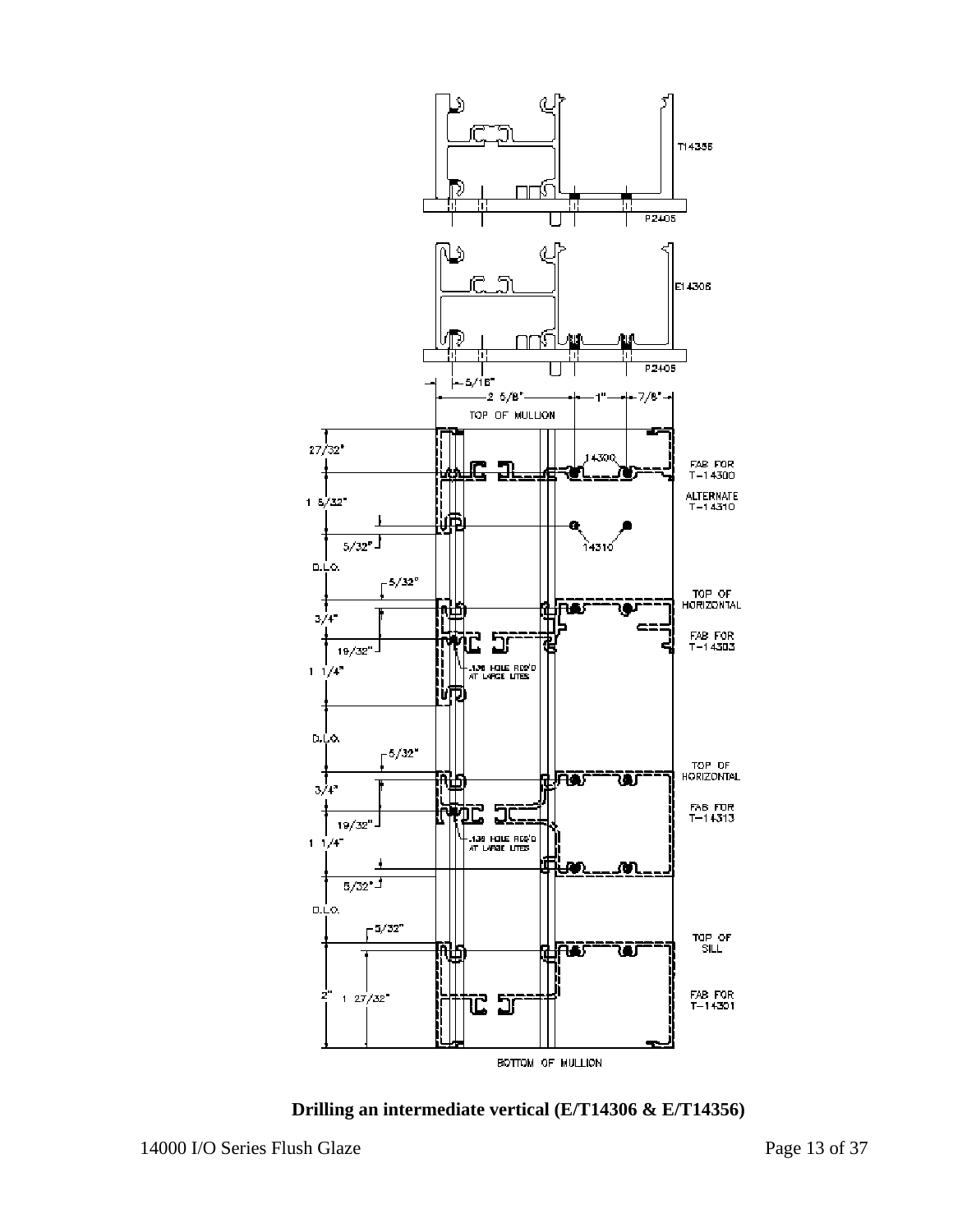**Drilling an intermediate vertical (E/T14306 & E/T14356)**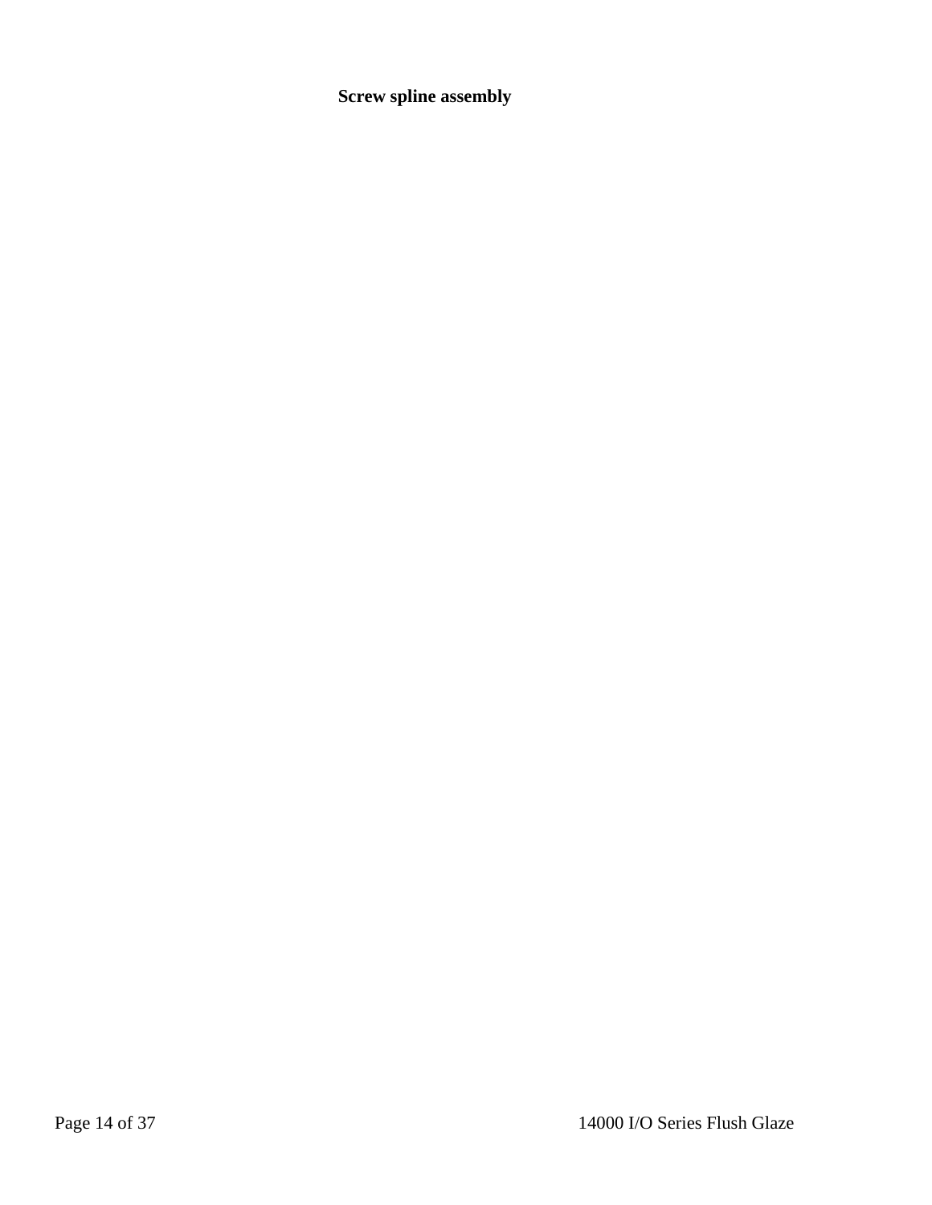**Screw spline assembly**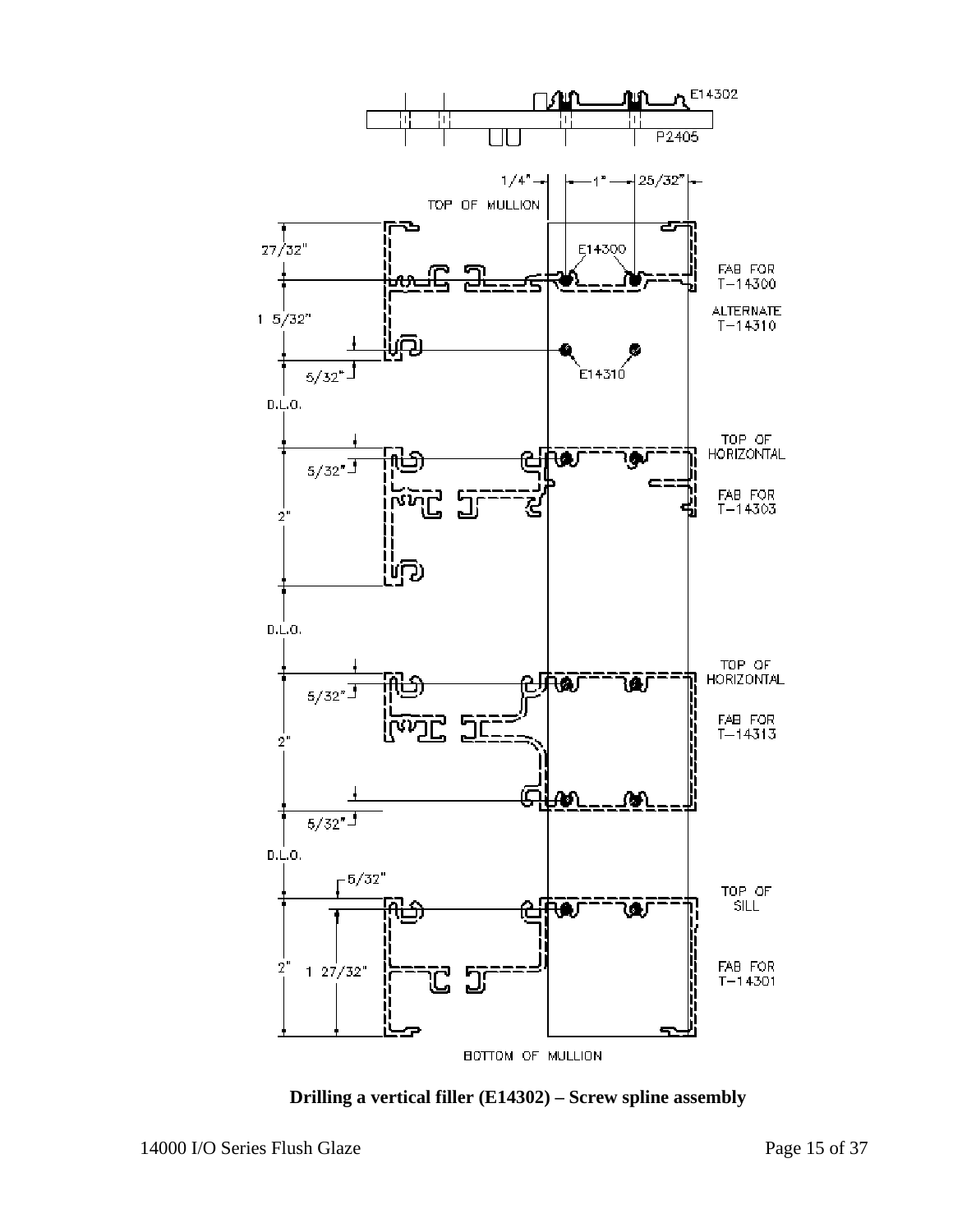E14302

P2405

1/4" 1" 25/32"

TOP OF MULLION

27/32"

E14300

FAB FOR T-14300

1 5/32"

ALTERNATE T-14310

5/32"

E14310

D.L.O.

TOP OF HORIZONTAL

5/32"

FAB FOR T-14303

2"

D.L.O.

TOP OF HORIZONTAL

5/32"

FAB FOR T-14313

2"

5/32"

D.L.O.

5/32"

TOP OF SILL

2"

1 27/32"

FAB FOR T-14301

BOTTOM OF MULLION

**Drilling a vertical filler (E14302) – Screw spline assembly**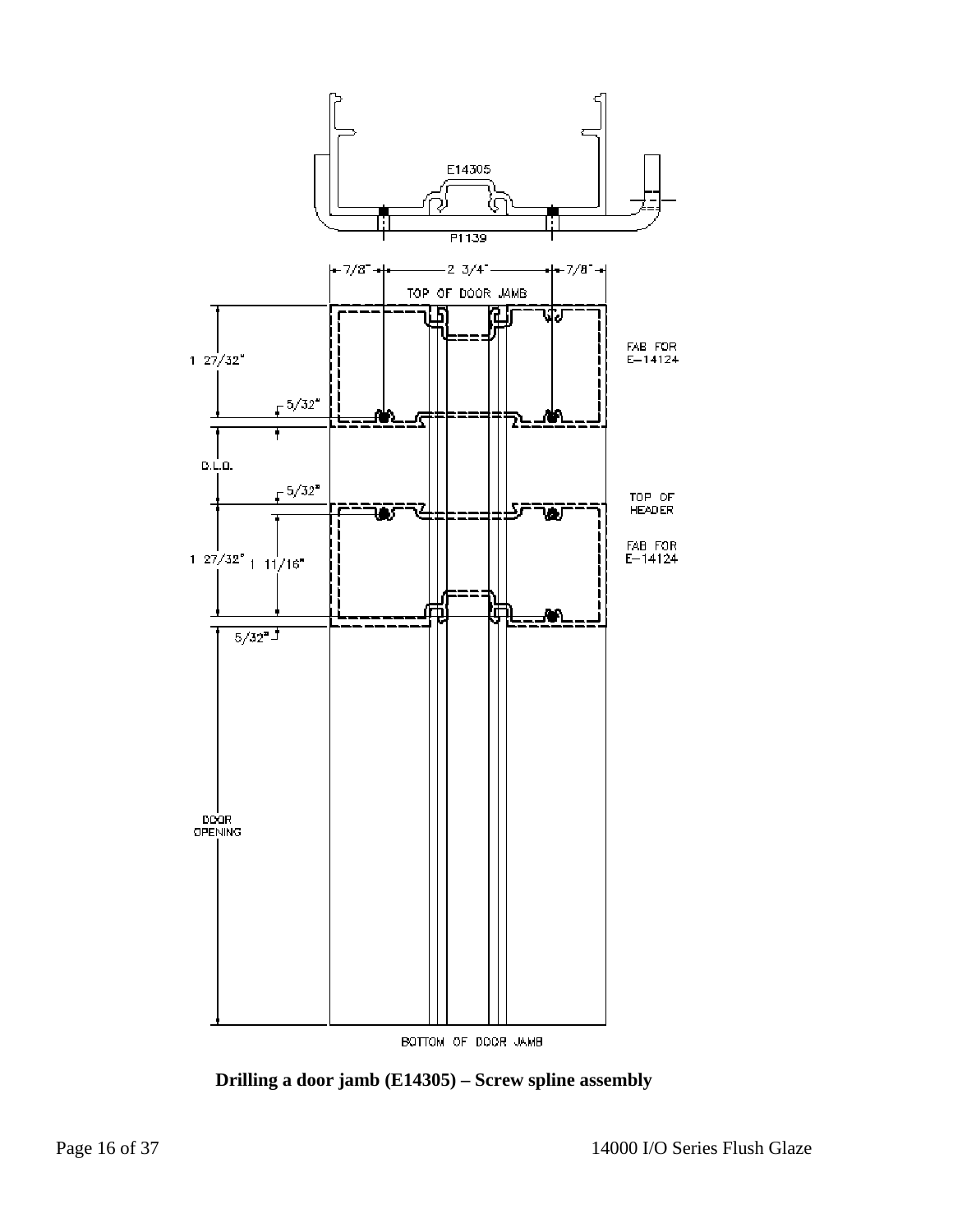E14305

P1139

7/8" — 2 3/4" — 7/8"

TOP OF DOOR JAMB

1 27/32"

5/32"

FAB FOR E-14124

D.L.O.

5/32"

TOP OF HEADER

1 27/32" 1 11/16"

FAB FOR E-14124

5/32"

DOOR OPENING

BOTTOM OF DOOR JAMB

**Drilling a door jamb (E14305) – Screw spline assembly**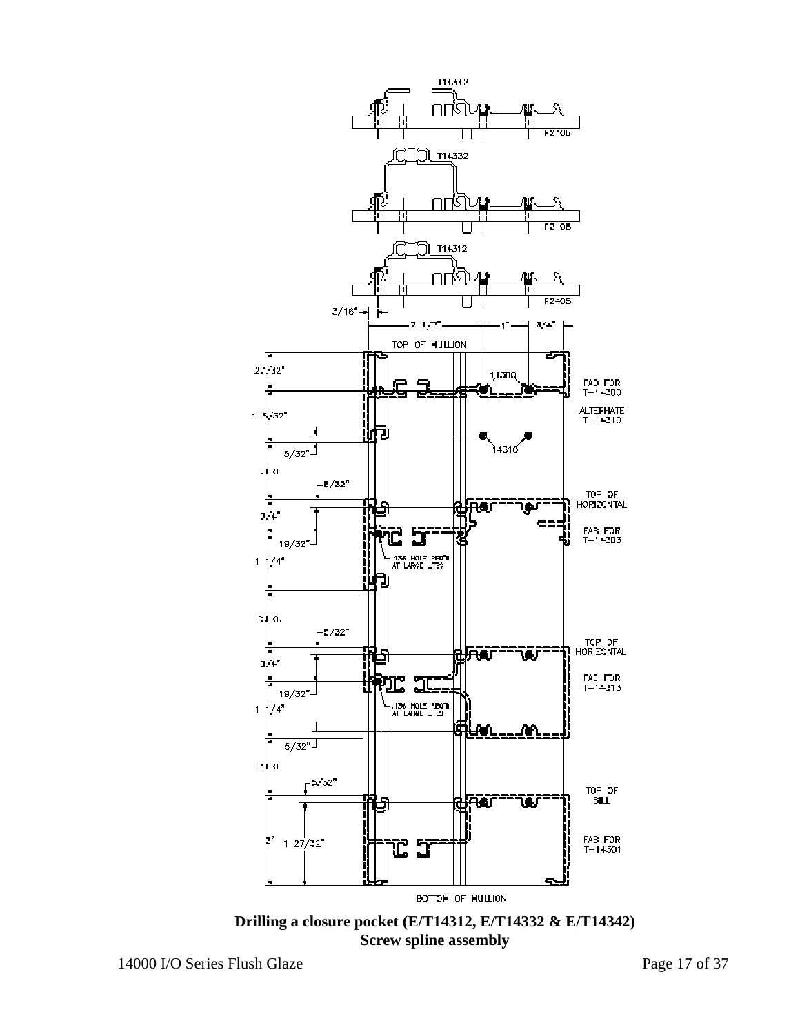T14342

P2405

T14332

P2405

T14312

P2405

3/16"

2 1/2"

1"

3/4"

TOP OF MULLION

27/32"

14300

FAB FOR T-14300

1 5/32"

ALTERNATE T-14310

5/32"

14310

D.L.O.

5/32"

TOP OF HORIZONTAL

3/4"

FAB FOR T-14303

19/32"

.136 HOLE REQ'D AT LARGE LITES

1 1/4"

D.L.O.

5/32"

TOP OF HORIZONTAL

3/4"

FAB FOR T-14313

19/32"

.136 HOLE REQ'D AT LARGE LITES

1 1/4"

5/32"

D.L.O.

5/32"

TOP OF SILL

2"

1 27/32"

FAB FOR T-14301

BOTTOM OF MULLION

**Drilling a closure pocket (E/T14312, E/T14332 & E/T14342)**
**Screw spline assembly**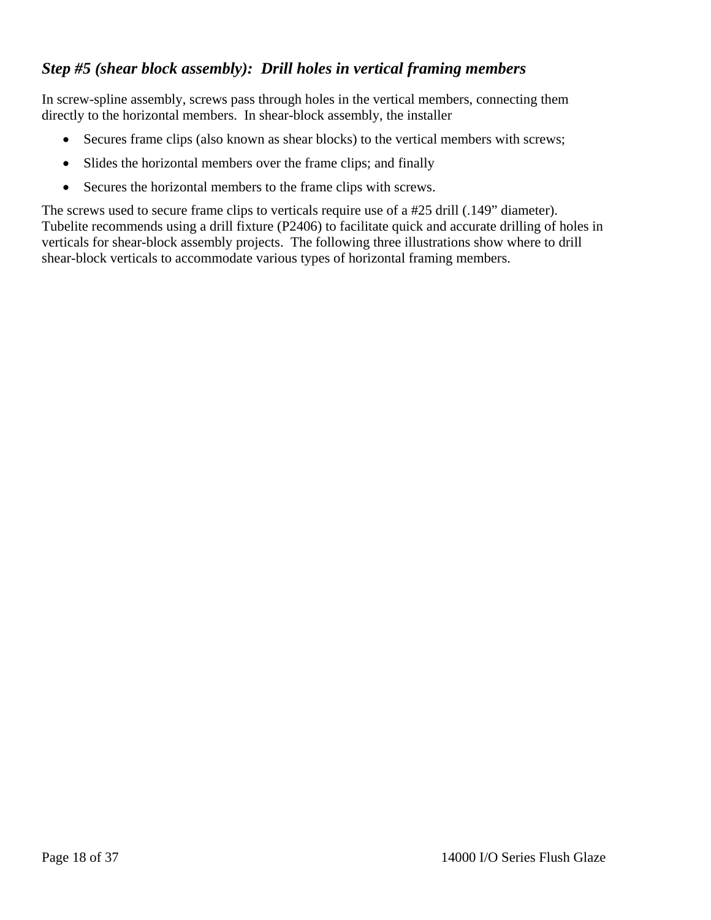### *Step #5 (shear block assembly): Drill holes in vertical framing members*

In screw-spline assembly, screws pass through holes in the vertical members, connecting them directly to the horizontal members. In shear-block assembly, the installer

- Secures frame clips (also known as shear blocks) to the vertical members with screws;
- Slides the horizontal members over the frame clips; and finally
- Secures the horizontal members to the frame clips with screws.

The screws used to secure frame clips to verticals require use of a #25 drill (.149” diameter). Tubelite recommends using a drill fixture (P2406) to facilitate quick and accurate drilling of holes in verticals for shear-block assembly projects. The following three illustrations show where to drill shear-block verticals to accommodate various types of horizontal framing members.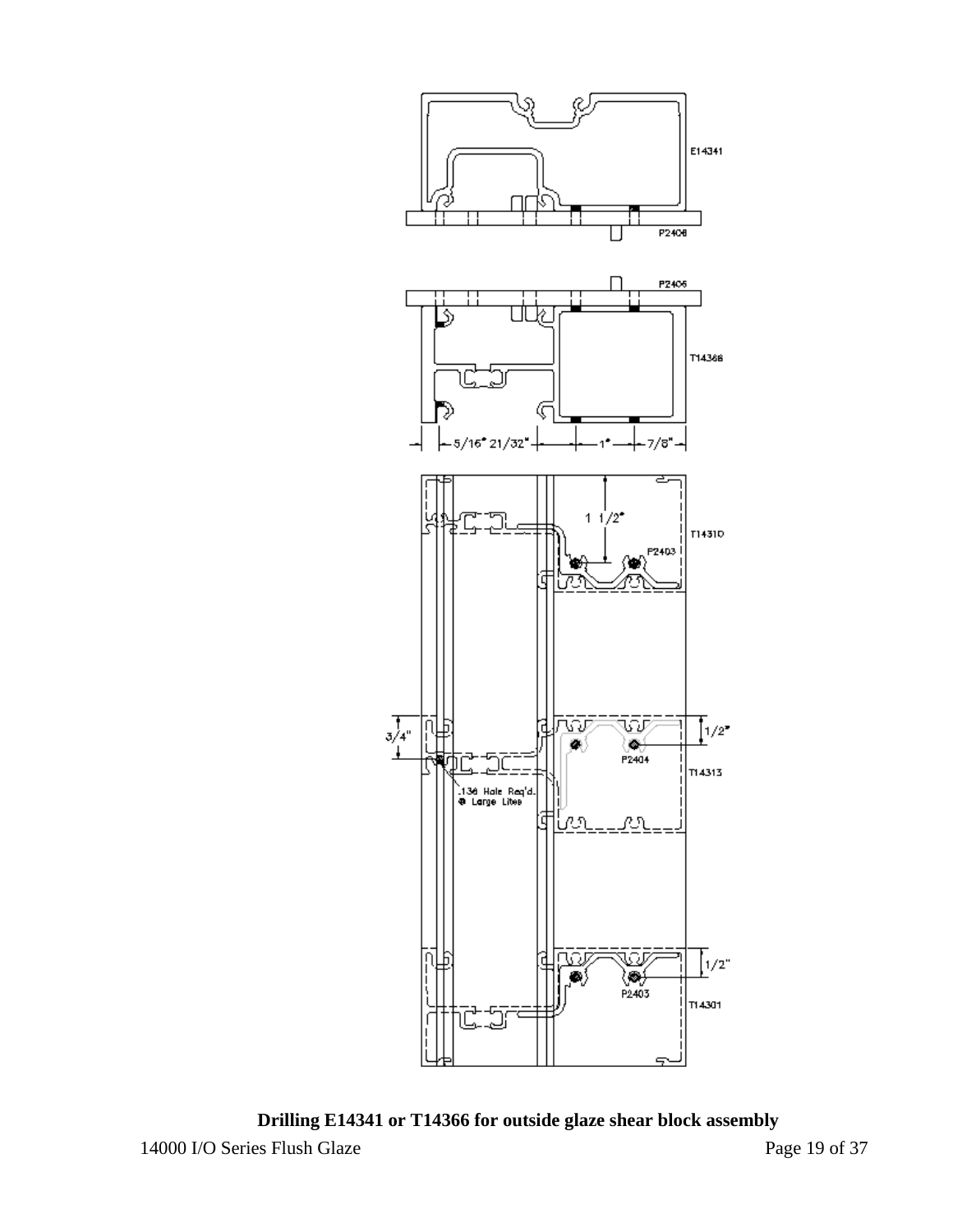E14341

P2406

P2406

T14366

5/16" 21/32" 1" 7/8"

1 1/2"

T14310

P2403

3/4"

1/2"

P2404

T14313

.136 Hole Req'd. @ Large Lites

1/2"

P2403

T14301

**Drilling E14341 or T14366 for outside glaze shear block assembly**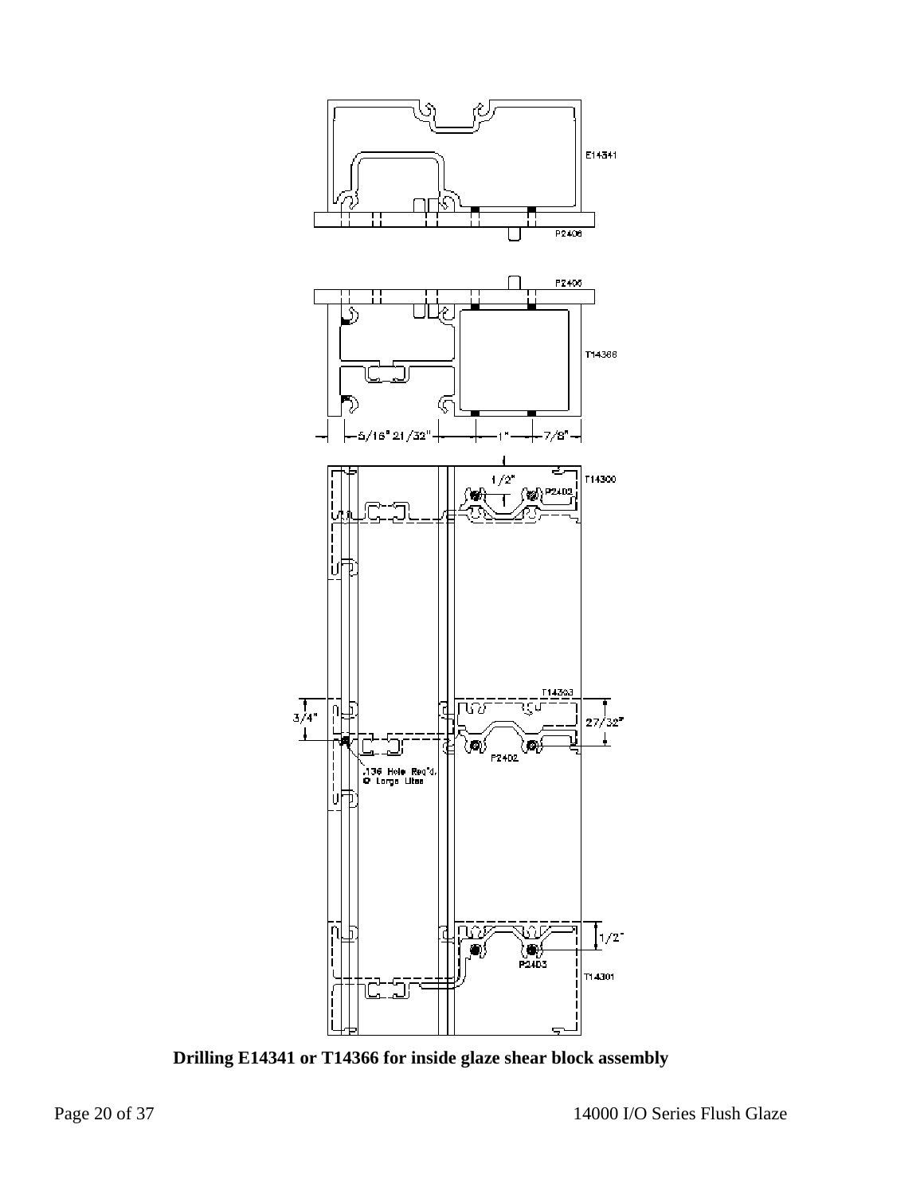E14341

P2406

P2406

T14366

5/16" 21/32" 1" 7/8"

T14300

1/2"

P2402

3/4"

T14303

27/32"

P2402

.136 Hole Req'd. @ Large Lites

1/2"

P2403

T14301

**Drilling E14341 or T14366 for inside glaze shear block assembly**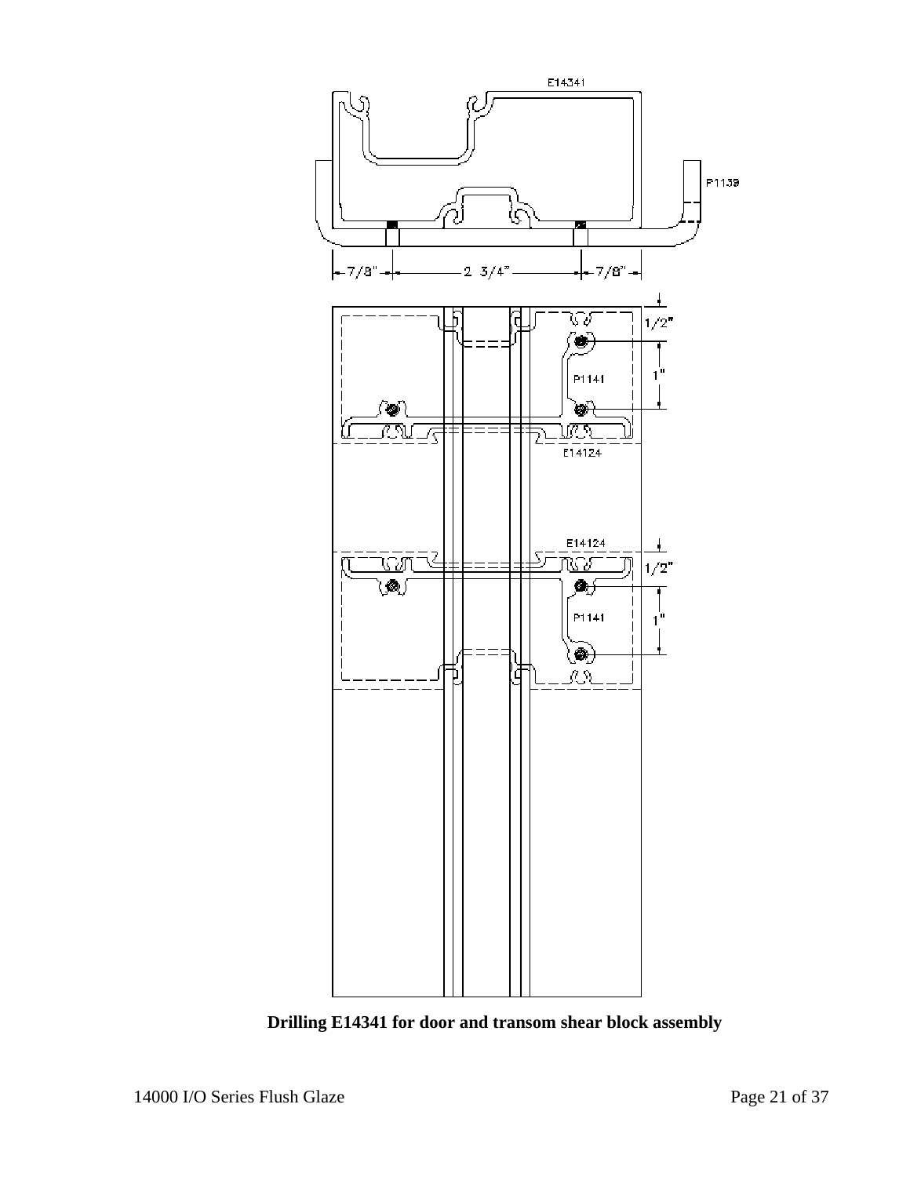E14341

P1139

7/8" — 2 3/4" — 7/8"

1/2"

1"

P1141

E14124

E14124

1/2"

P1141

1"

**Drilling E14341 for door and transom shear block assembly**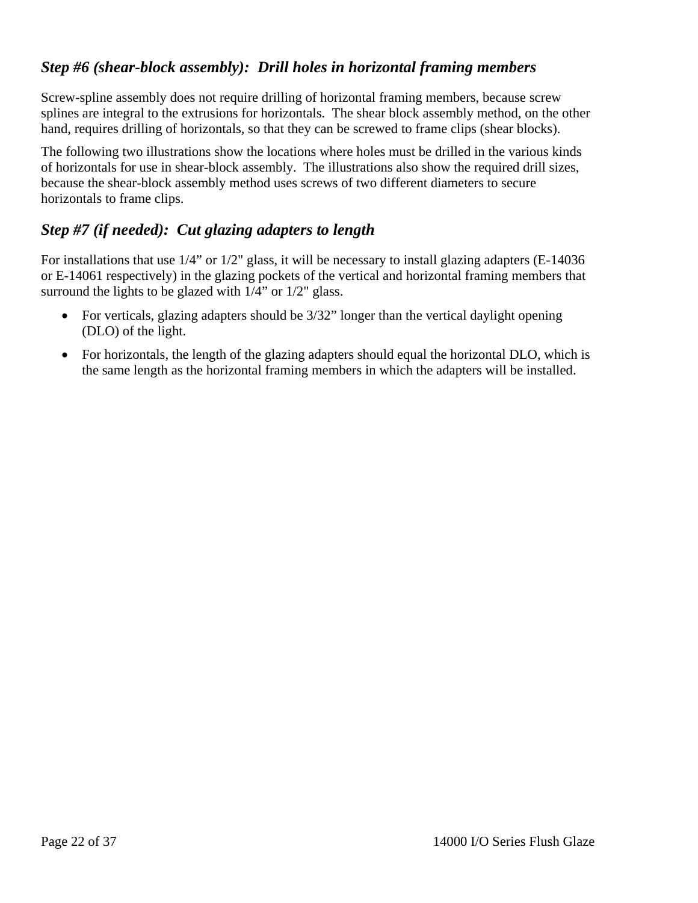### *Step #6 (shear-block assembly): Drill holes in horizontal framing members*

Screw-spline assembly does not require drilling of horizontal framing members, because screw splines are integral to the extrusions for horizontals. The shear block assembly method, on the other hand, requires drilling of horizontals, so that they can be screwed to frame clips (shear blocks).

The following two illustrations show the locations where holes must be drilled in the various kinds of horizontals for use in shear-block assembly. The illustrations also show the required drill sizes, because the shear-block assembly method uses screws of two different diameters to secure horizontals to frame clips.

### *Step #7 (if needed): Cut glazing adapters to length*

For installations that use 1/4" or 1/2" glass, it will be necessary to install glazing adapters (E-14036 or E-14061 respectively) in the glazing pockets of the vertical and horizontal framing members that surround the lights to be glazed with 1/4" or 1/2" glass.

- For verticals, glazing adapters should be 3/32" longer than the vertical daylight opening (DLO) of the light.
- For horizontals, the length of the glazing adapters should equal the horizontal DLO, which is the same length as the horizontal framing members in which the adapters will be installed.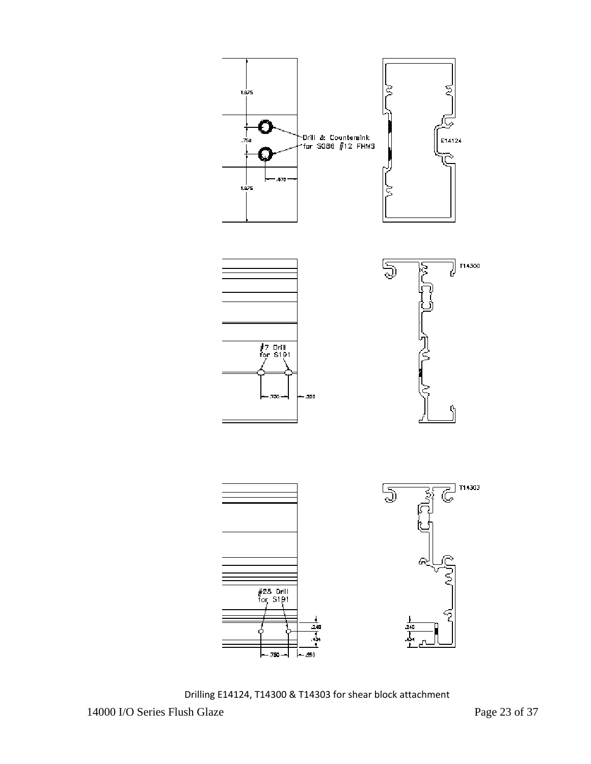1.875

.750

Drill & Countersink for S086 #12 FHMS

.875

1.875

E14124

T14300

#7 Drill for S191

.750

.550

T14303

#25 Drill for S191

.240

.434

.750

.550

.240

.434

Drilling E14124, T14300 & T14303 for shear block attachment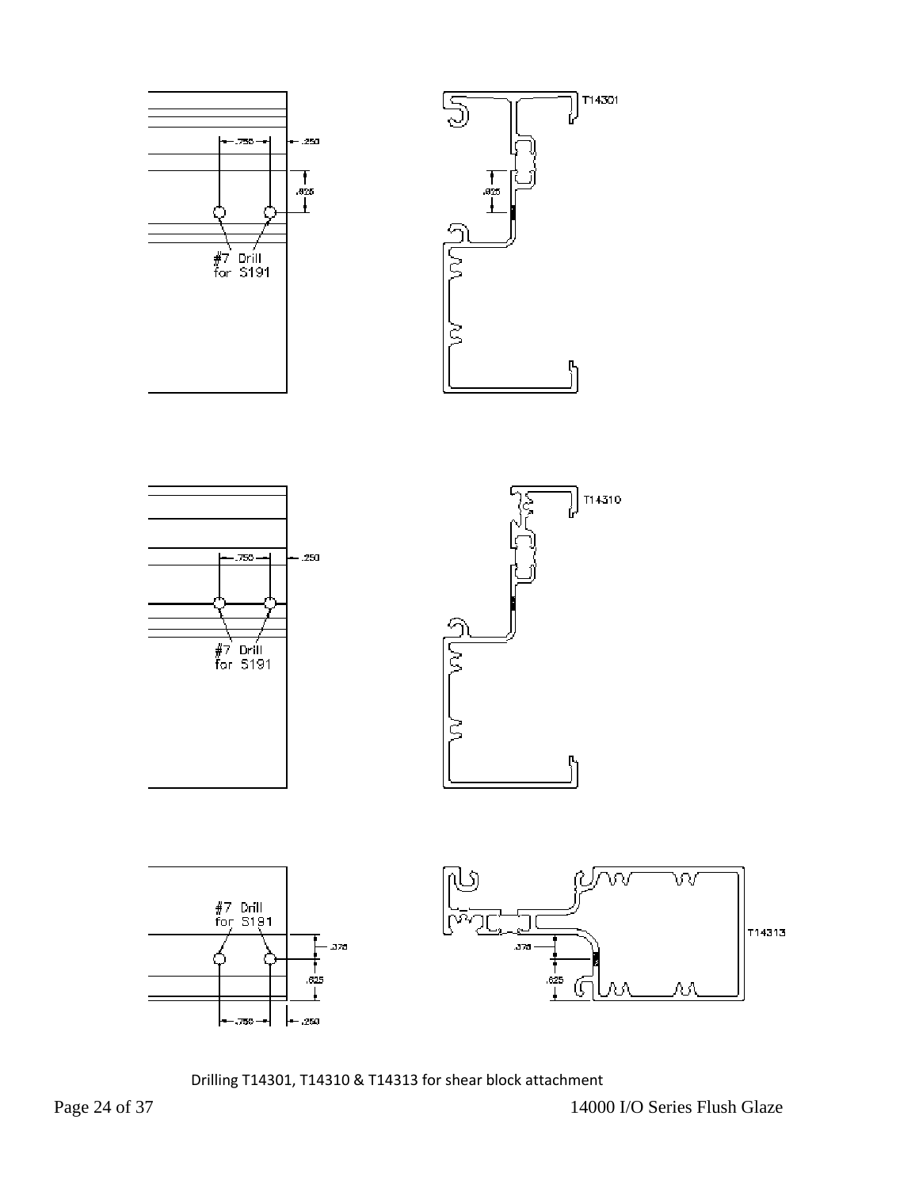.750 .250 .625

#7 Drill for S191

T14301 .625

.750 .250

#7 Drill for S191

T14310

#7 Drill for S191

.375 .625

.750 .250

T14313 .375 .625

Drilling T14301, T14310 & T14313 for shear block attachment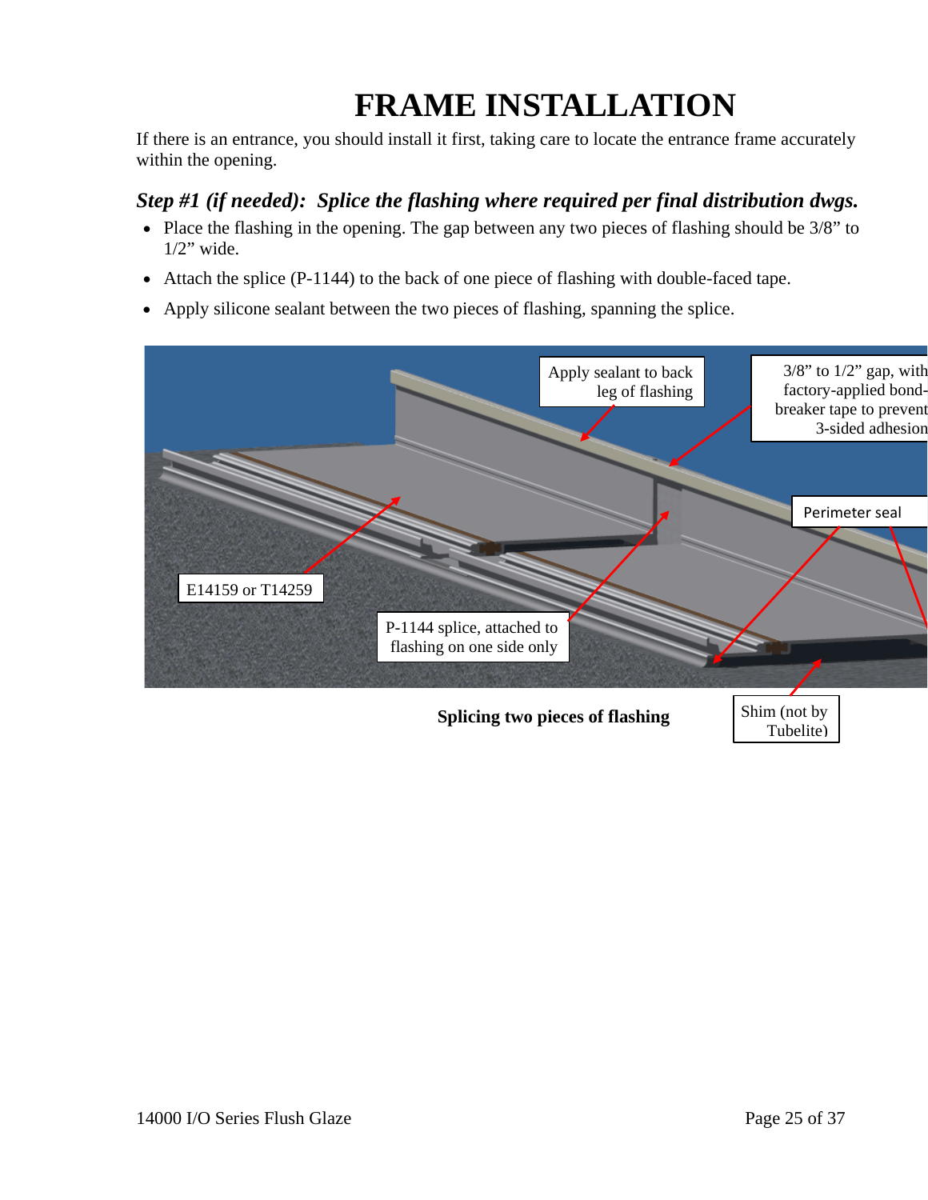# FRAME INSTALLATION

If there is an entrance, you should install it first, taking care to locate the entrance frame accurately within the opening.

### *Step #1 (if needed): Splice the flashing where required per final distribution dwgs.*

- Place the flashing in the opening. The gap between any two pieces of flashing should be 3/8" to 1/2" wide.
- Attach the splice (P-1144) to the back of one piece of flashing with double-faced tape.
- Apply silicone sealant between the two pieces of flashing, spanning the splice.

Apply sealant to back leg of flashing

3/8" to 1/2" gap, with factory-applied bond-breaker tape to prevent 3-sided adhesion

Perimeter seal

E14159 or T14259

P-1144 splice, attached to flashing on one side only

Shim (not by Tubelite)

**Splicing two pieces of flashing**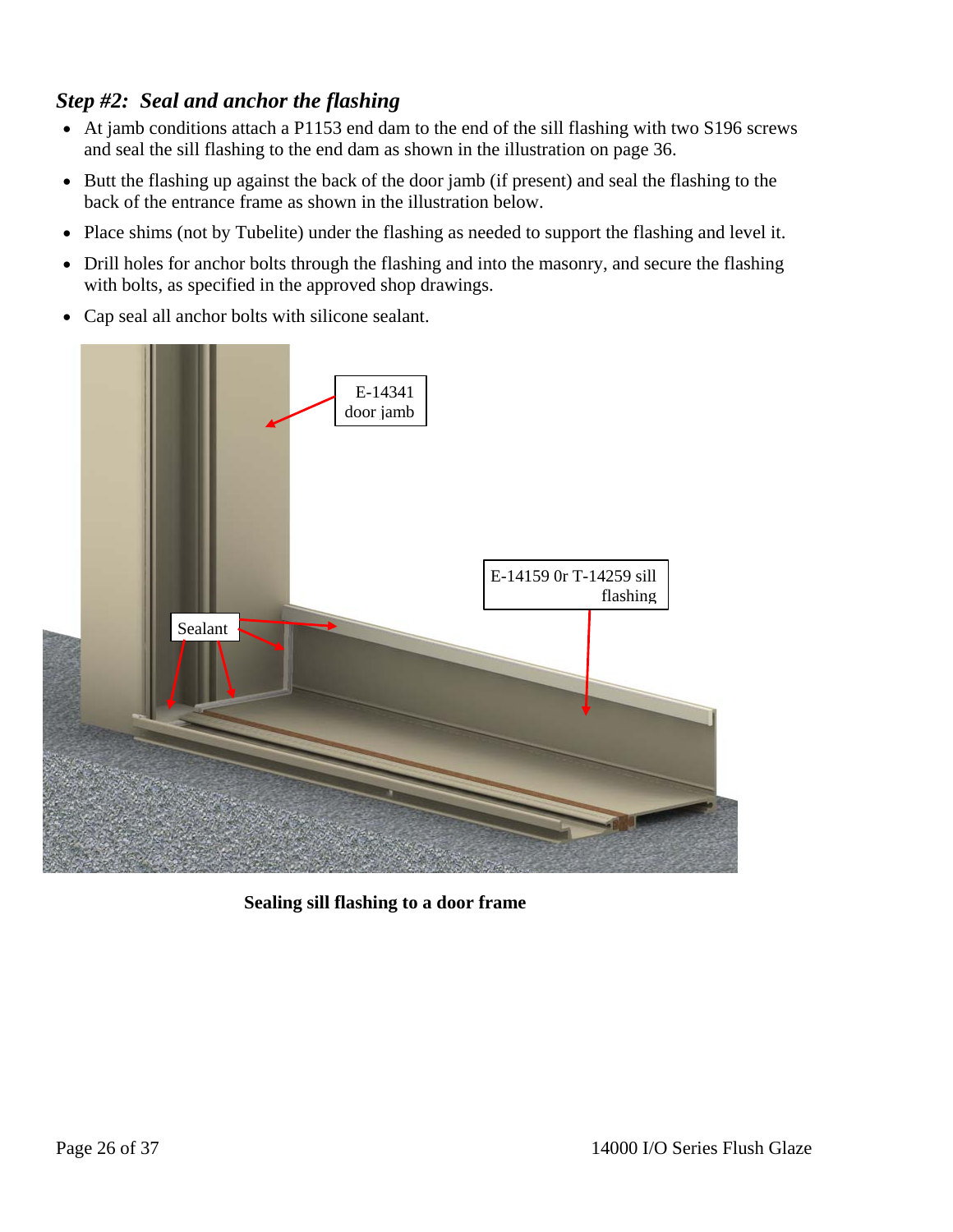### *Step #2: Seal and anchor the flashing*

- At jamb conditions attach a P1153 end dam to the end of the sill flashing with two S196 screws and seal the sill flashing to the end dam as shown in the illustration on page 36.
- Butt the flashing up against the back of the door jamb (if present) and seal the flashing to the back of the entrance frame as shown in the illustration below.
- Place shims (not by Tubelite) under the flashing as needed to support the flashing and level it.
- Drill holes for anchor bolts through the flashing and into the masonry, and secure the flashing with bolts, as specified in the approved shop drawings.
- Cap seal all anchor bolts with silicone sealant.

E-14341 door jamb

E-14159 0r T-14259 sill flashing

Sealant

**Sealing sill flashing to a door frame**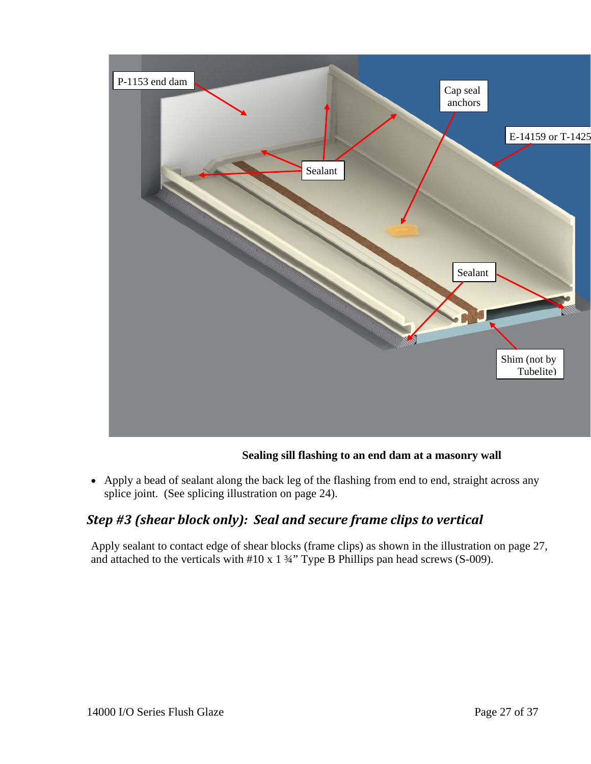**Sealing sill flashing to an end dam at a masonry wall**

- Apply a bead of sealant along the back leg of the flashing from end to end, straight across any splice joint. (See splicing illustration on page 24).

## *Step #3 (shear block only): Seal and secure frame clips to vertical*

Apply sealant to contact edge of shear blocks (frame clips) as shown in the illustration on page 27, and attached to the verticals with #10 x 1 ¾" Type B Phillips pan head screws (S-009).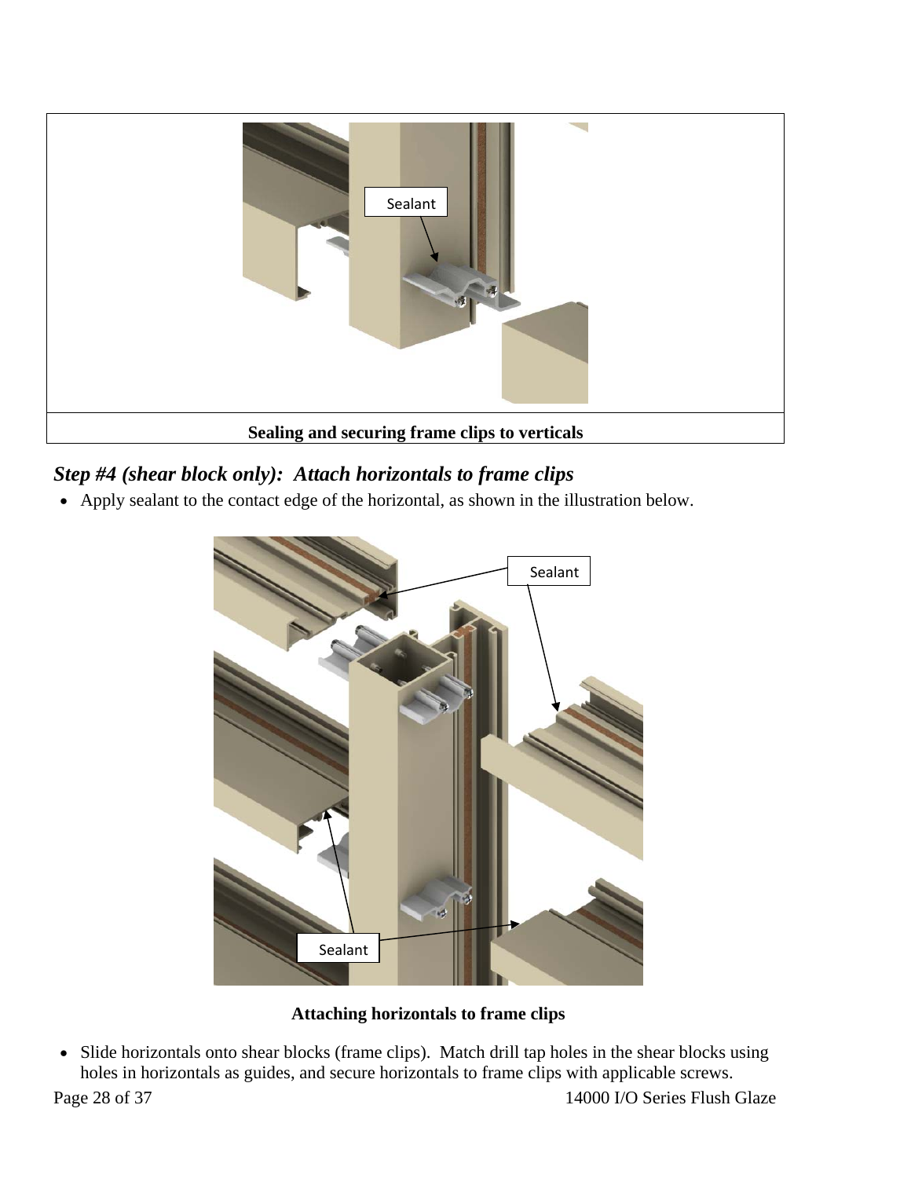| Sealing and securing frame clips to verticals |
| --- |

*Step #4 (shear block only): Attach horizontals to frame clips*

- Apply sealant to the contact edge of the horizontal, as shown in the illustration below.

**Attaching horizontals to frame clips**

- Slide horizontals onto shear blocks (frame clips). Match drill tap holes in the shear blocks using holes in horizontals as guides, and secure horizontals to frame clips with applicable screws.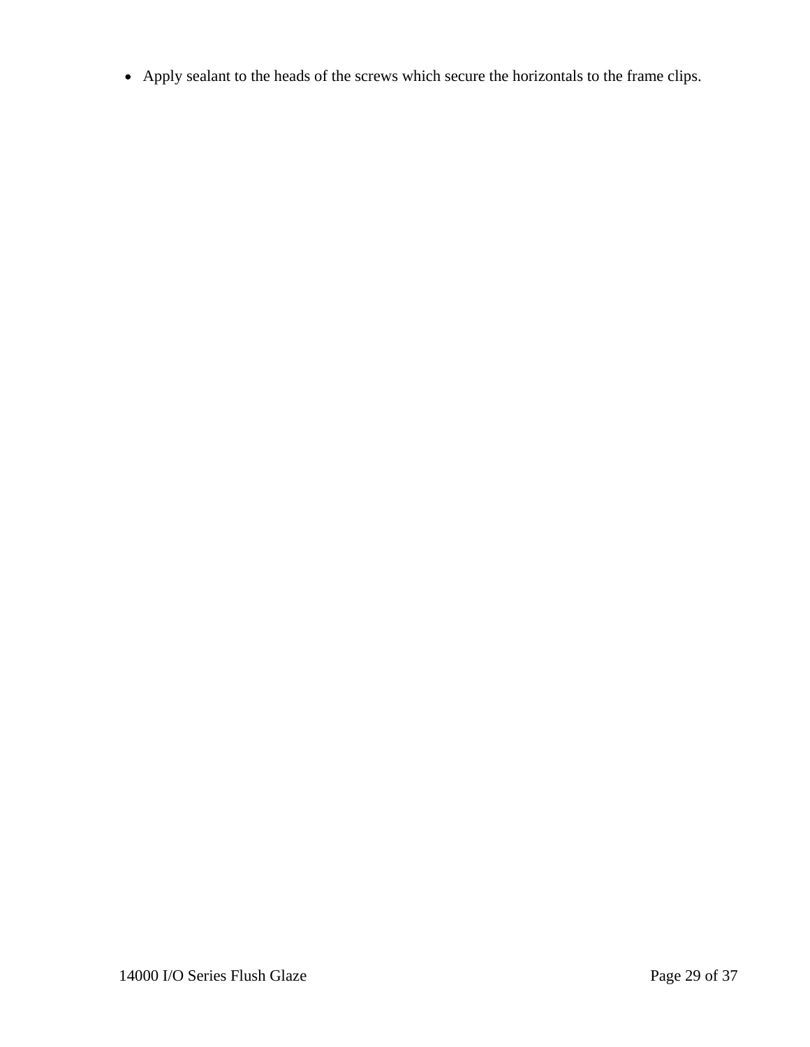- Apply sealant to the heads of the screws which secure the horizontals to the frame clips.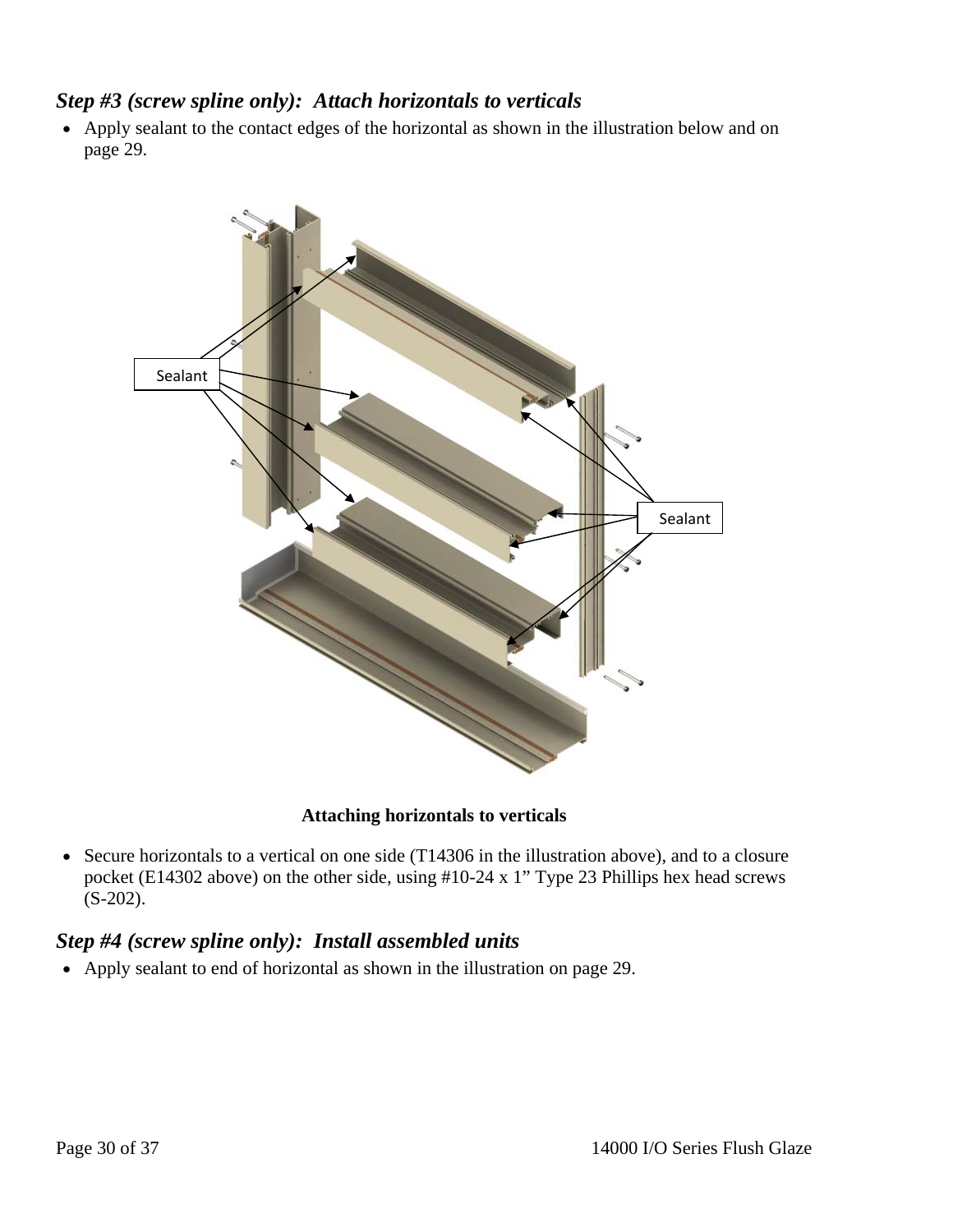### *Step #3 (screw spline only): Attach horizontals to verticals*

- Apply sealant to the contact edges of the horizontal as shown in the illustration below and on page 29.

**Attaching horizontals to verticals**

- Secure horizontals to a vertical on one side (T14306 in the illustration above), and to a closure pocket (E14302 above) on the other side, using #10-24 x 1" Type 23 Phillips hex head screws (S-202).

### *Step #4 (screw spline only): Install assembled units*

- Apply sealant to end of horizontal as shown in the illustration on page 29.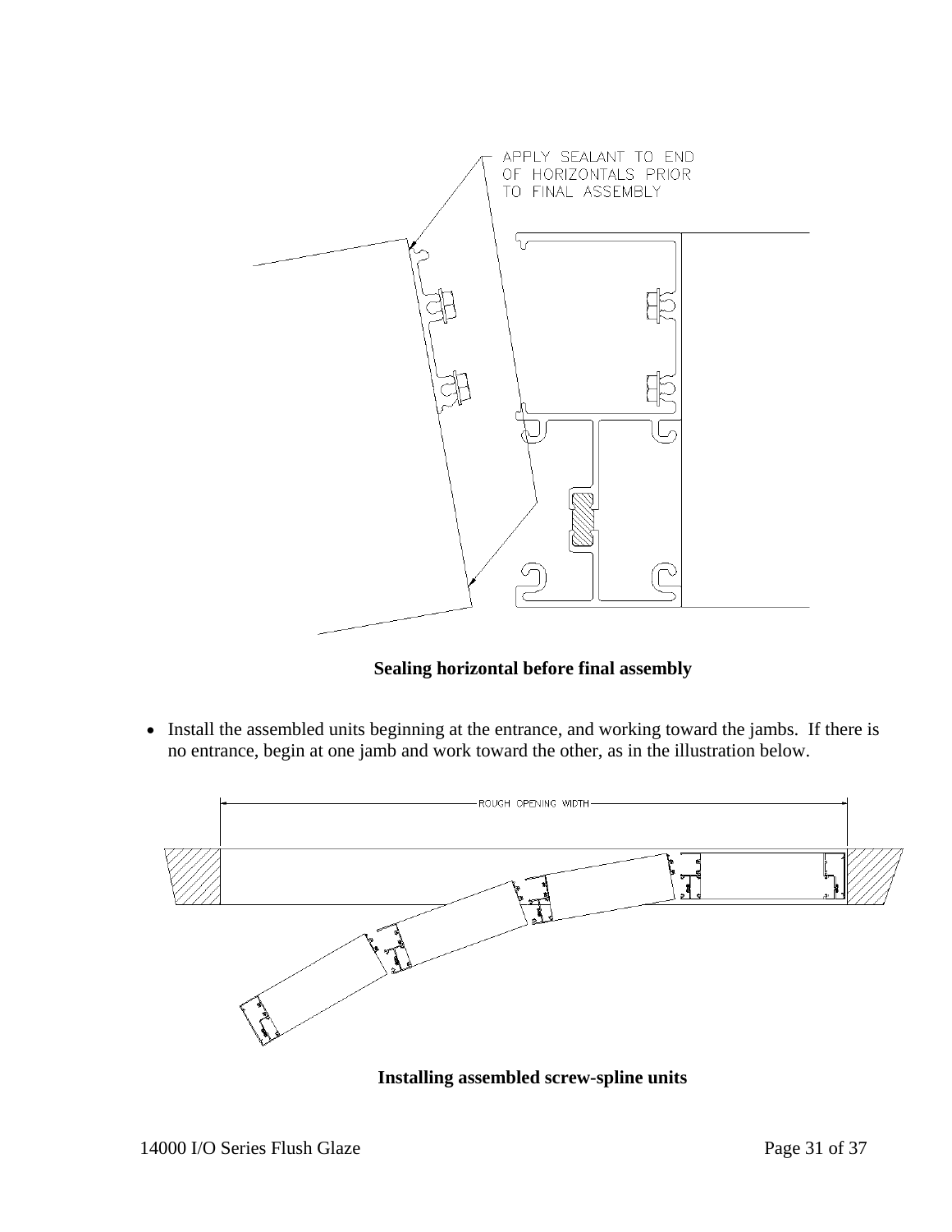APPLY SEALANT TO END OF HORIZONTALS PRIOR TO FINAL ASSEMBLY

**Sealing horizontal before final assembly**

- Install the assembled units beginning at the entrance, and working toward the jambs. If there is no entrance, begin at one jamb and work toward the other, as in the illustration below.

ROUGH OPENING WIDTH

**Installing assembled screw-spline units**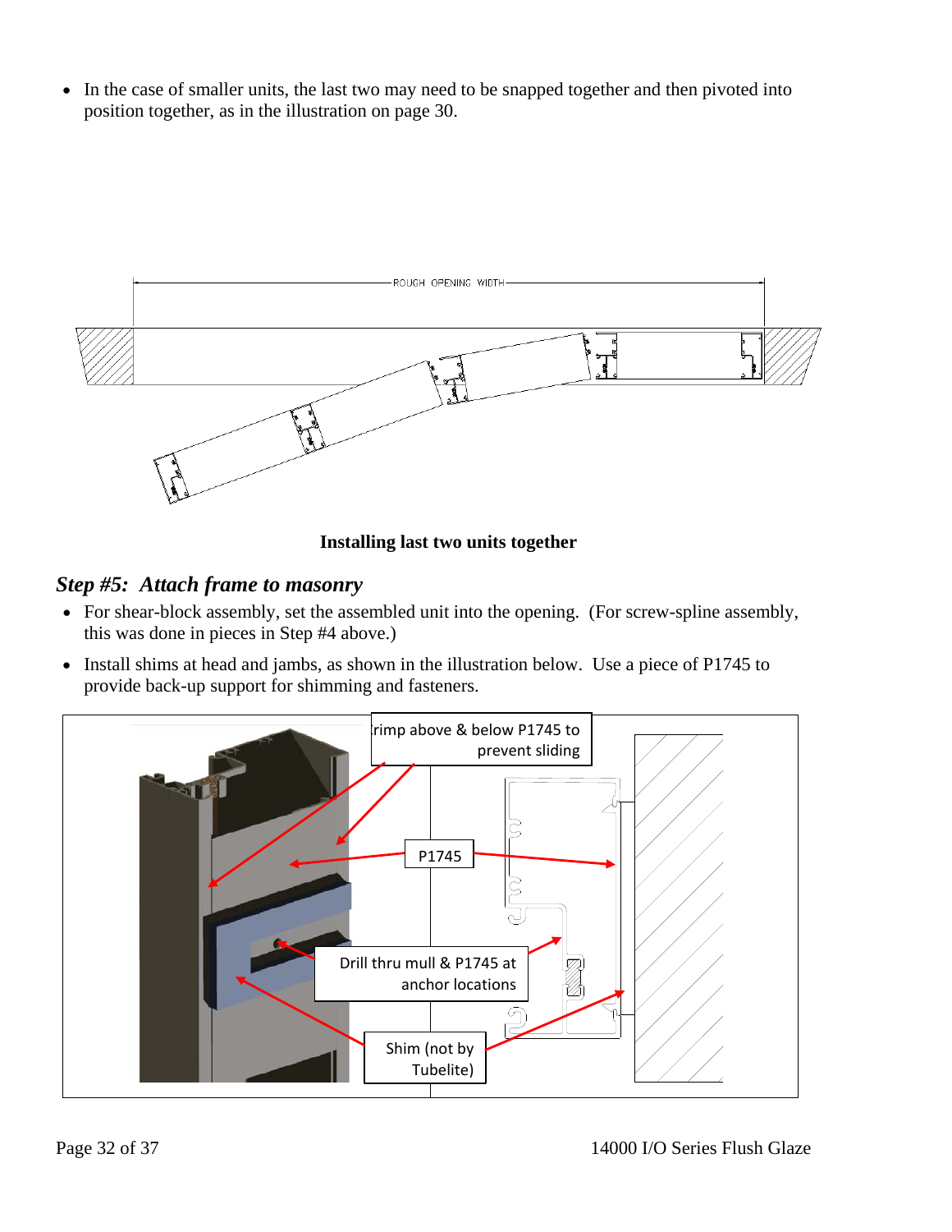- In the case of smaller units, the last two may need to be snapped together and then pivoted into position together, as in the illustration on page 30.

**Installing last two units together**

## *Step #5: Attach frame to masonry*

- For shear-block assembly, set the assembled unit into the opening. (For screw-spline assembly, this was done in pieces in Step #4 above.)
- Install shims at head and jambs, as shown in the illustration below. Use a piece of P1745 to provide back-up support for shimming and fasteners.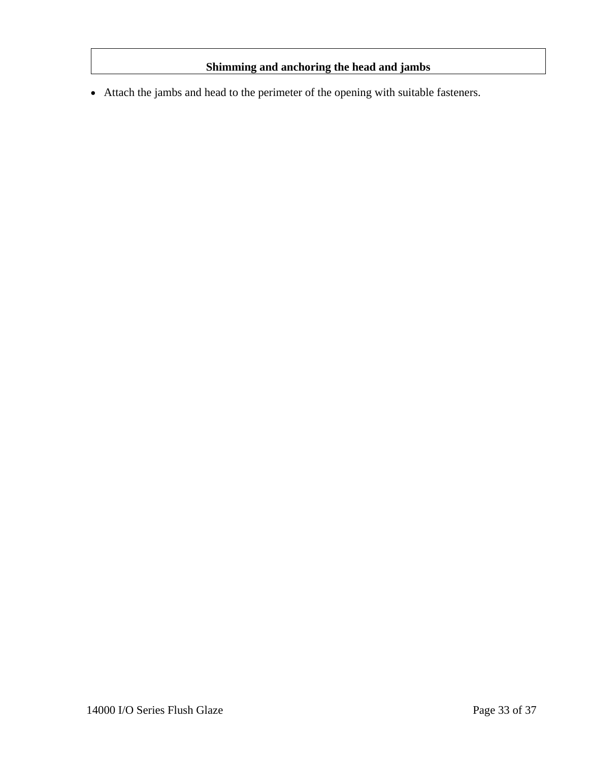## Shimming and anchoring the head and jambs

- Attach the jambs and head to the perimeter of the opening with suitable fasteners.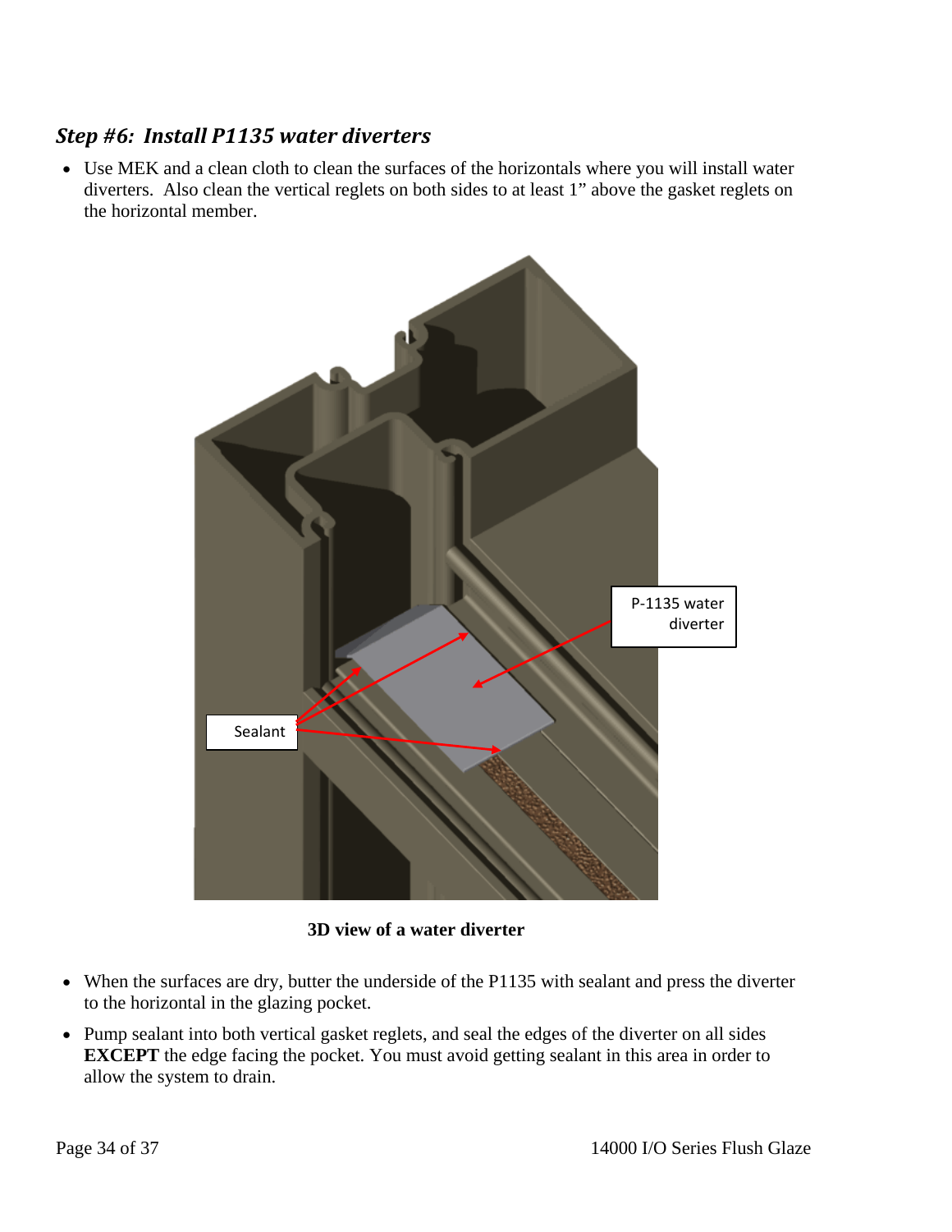## *Step #6: Install P1135 water diverters*

- Use MEK and a clean cloth to clean the surfaces of the horizontals where you will install water diverters. Also clean the vertical reglets on both sides to at least 1" above the gasket reglets on the horizontal member.

**3D view of a water diverter**

- When the surfaces are dry, butter the underside of the P1135 with sealant and press the diverter to the horizontal in the glazing pocket.
- Pump sealant into both vertical gasket reglets, and seal the edges of the diverter on all sides **EXCEPT** the edge facing the pocket. You must avoid getting sealant in this area in order to allow the system to drain.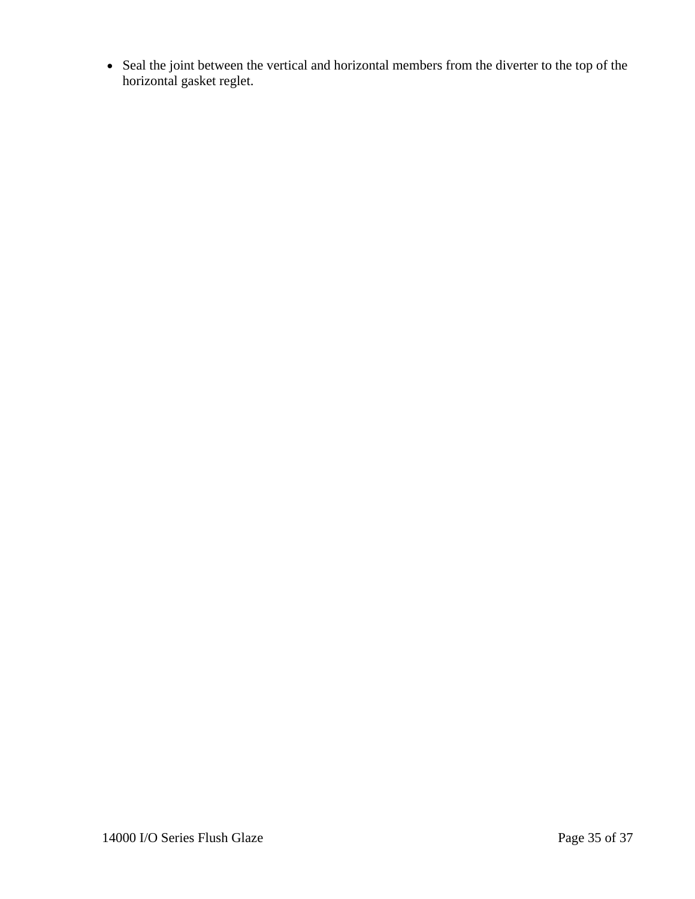- Seal the joint between the vertical and horizontal members from the diverter to the top of the horizontal gasket reglet.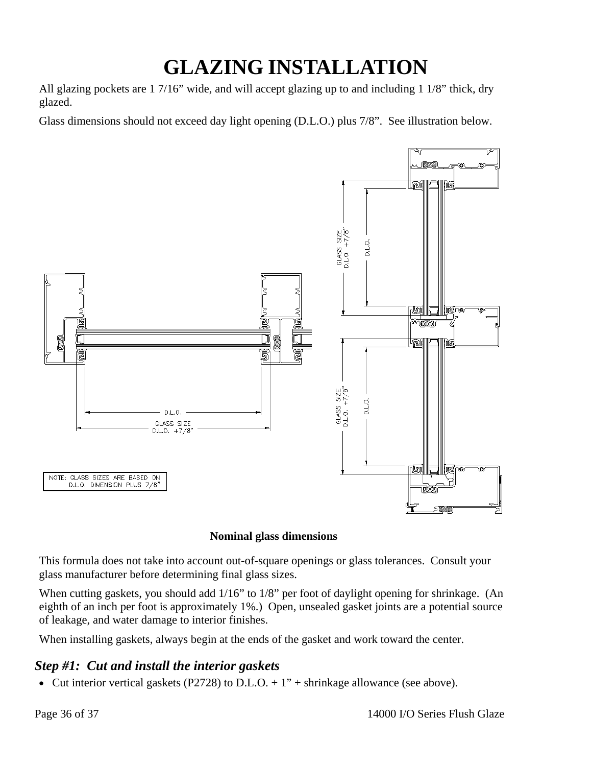# GLAZING INSTALLATION

All glazing pockets are 1 7/16" wide, and will accept glazing up to and including 1 1/8" thick, dry glazed.

Glass dimensions should not exceed day light opening (D.L.O.) plus 7/8". See illustration below.

NOTE: GLASS SIZES ARE BASED ON D.L.O. DIMENSION PLUS 7/8"

**Nominal glass dimensions**

This formula does not take into account out-of-square openings or glass tolerances. Consult your glass manufacturer before determining final glass sizes.

When cutting gaskets, you should add 1/16" to 1/8" per foot of daylight opening for shrinkage. (An eighth of an inch per foot is approximately 1%.) Open, unsealed gasket joints are a potential source of leakage, and water damage to interior finishes.

When installing gaskets, always begin at the ends of the gasket and work toward the center.

### *Step #1: Cut and install the interior gaskets*

- Cut interior vertical gaskets (P2728) to D.L.O. + 1" + shrinkage allowance (see above).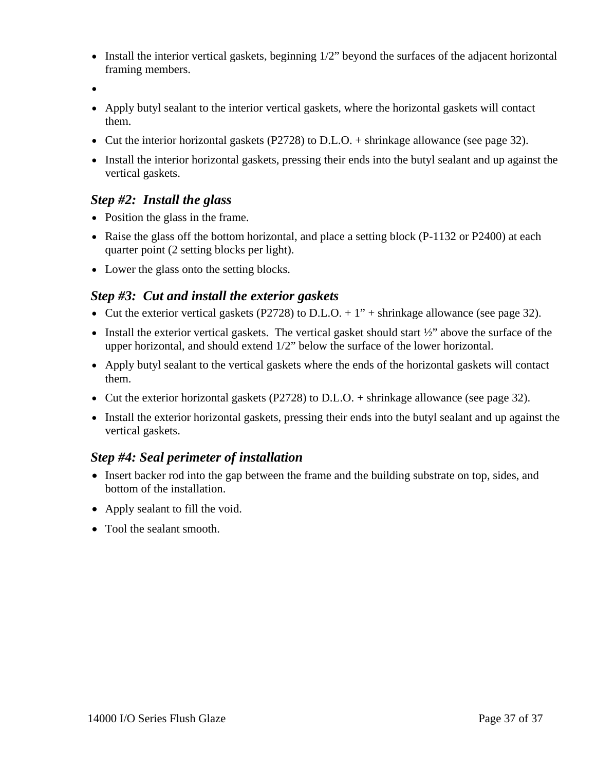- Install the interior vertical gaskets, beginning 1/2" beyond the surfaces of the adjacent horizontal framing members.
- 
- Apply butyl sealant to the interior vertical gaskets, where the horizontal gaskets will contact them.
- Cut the interior horizontal gaskets (P2728) to D.L.O. + shrinkage allowance (see page 32).
- Install the interior horizontal gaskets, pressing their ends into the butyl sealant and up against the vertical gaskets.

### *Step #2: Install the glass*

- Position the glass in the frame.
- Raise the glass off the bottom horizontal, and place a setting block (P-1132 or P2400) at each quarter point (2 setting blocks per light).
- Lower the glass onto the setting blocks.

### *Step #3: Cut and install the exterior gaskets*

- Cut the exterior vertical gaskets (P2728) to D.L.O. + 1" + shrinkage allowance (see page 32).
- Install the exterior vertical gaskets. The vertical gasket should start ½" above the surface of the upper horizontal, and should extend 1/2" below the surface of the lower horizontal.
- Apply butyl sealant to the vertical gaskets where the ends of the horizontal gaskets will contact them.
- Cut the exterior horizontal gaskets (P2728) to D.L.O. + shrinkage allowance (see page 32).
- Install the exterior horizontal gaskets, pressing their ends into the butyl sealant and up against the vertical gaskets.

### *Step #4: Seal perimeter of installation*

- Insert backer rod into the gap between the frame and the building substrate on top, sides, and bottom of the installation.
- Apply sealant to fill the void.
- Tool the sealant smooth.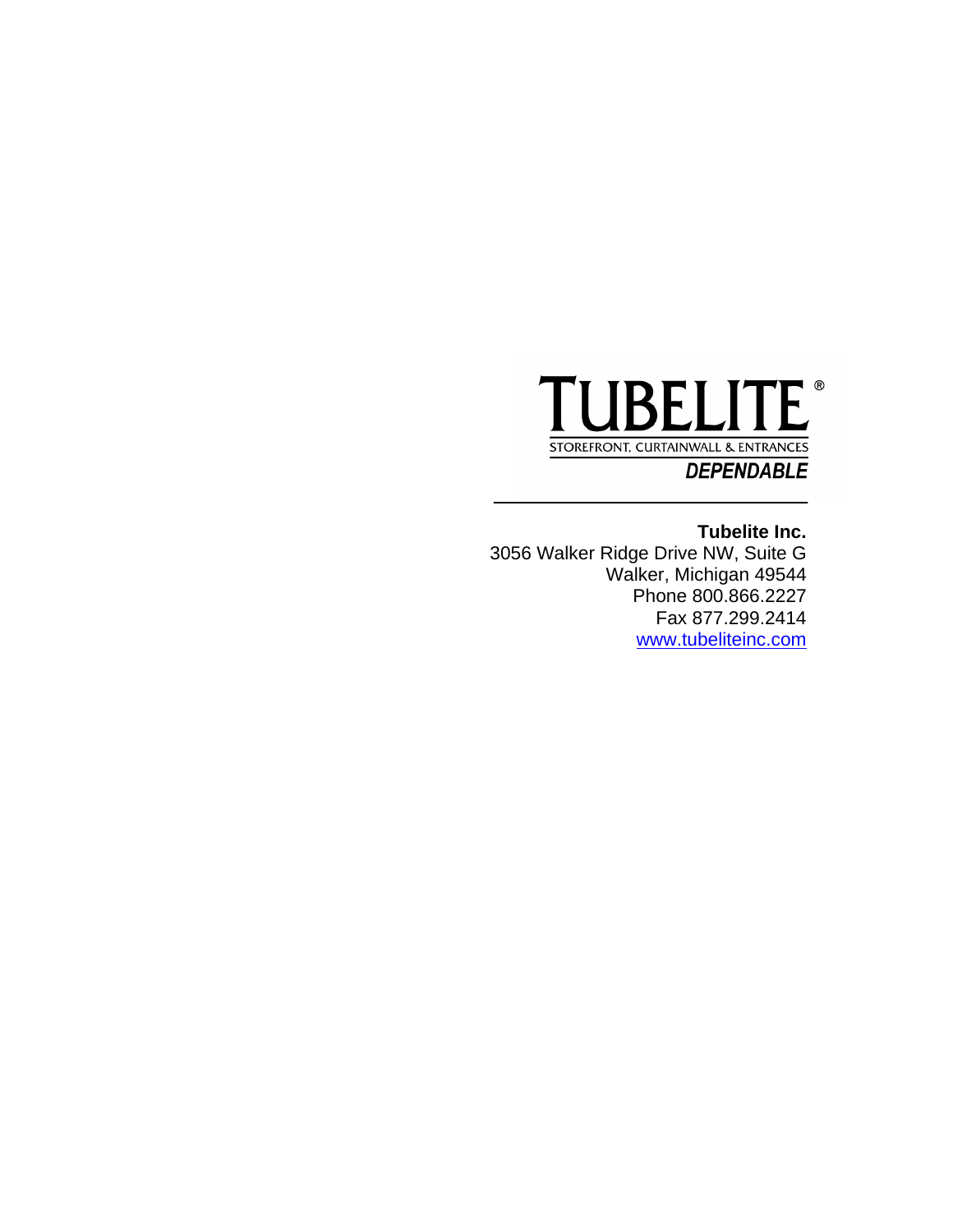TUBELITE®

STOREFRONT, CURTAINWALL & ENTRANCES

***DEPENDABLE***

---

**Tubelite Inc.**
3056 Walker Ridge Drive NW, Suite G
Walker, Michigan 49544
Phone 800.866.2227
Fax 877.299.2414
www.tubeliteinc.com